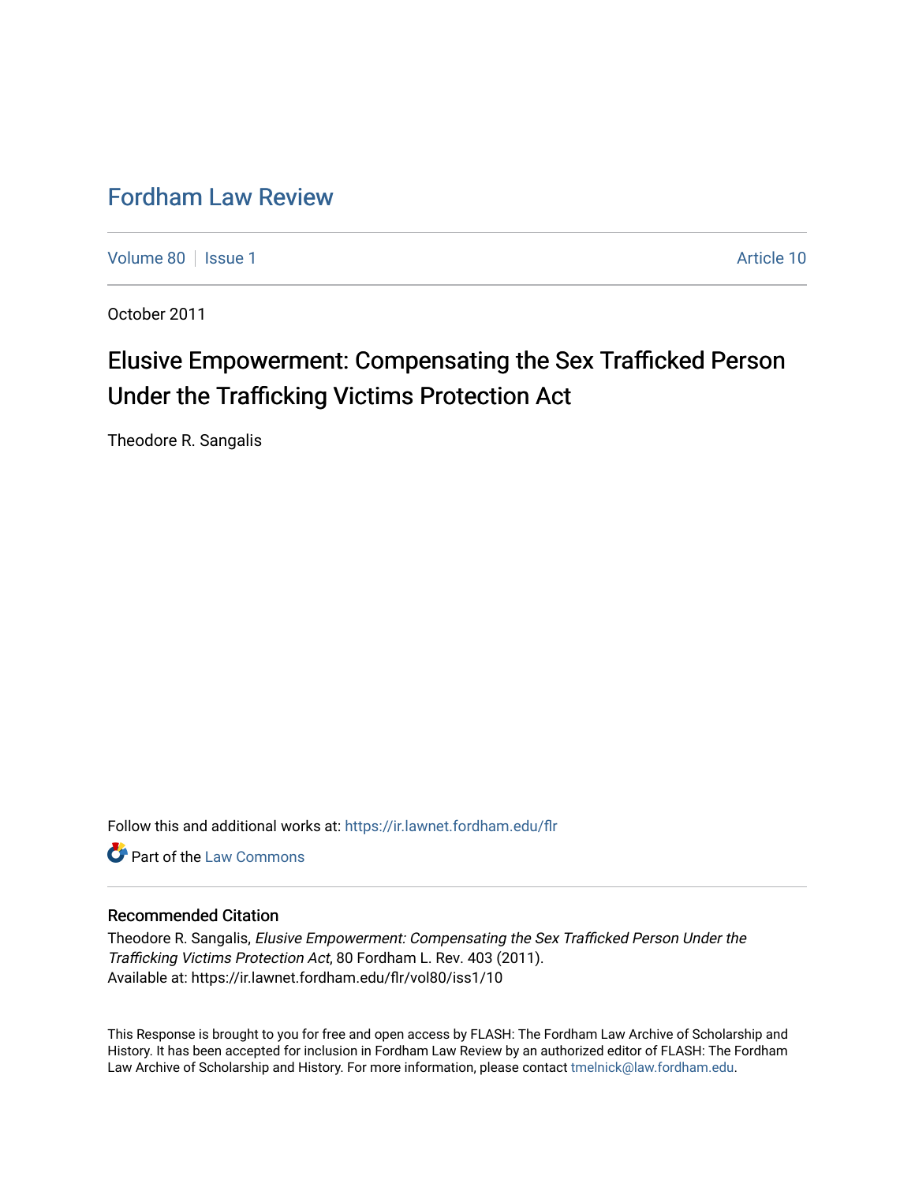# Fordham Law Review

Volume 80 | Issue 1 | Article 10

October 2011

## Elusive Empowerment: Compensating the Sex Trafficked Person Under the Trafficking Victims Protection Act

Theodore R. Sangalis

Follow this and additional works at: https://ir.lawnet.fordham.edu/flr

Part of the Law Commons

### Recommended Citation

Theodore R. Sangalis, *Elusive Empowerment: Compensating the Sex Trafficked Person Under the Trafficking Victims Protection Act*, 80 Fordham L. Rev. 403 (2011).
Available at: https://ir.lawnet.fordham.edu/flr/vol80/iss1/10

This Response is brought to you for free and open access by FLASH: The Fordham Law Archive of Scholarship and History. It has been accepted for inclusion in Fordham Law Review by an authorized editor of FLASH: The Fordham Law Archive of Scholarship and History. For more information, please contact tmelnick@law.fordham.edu.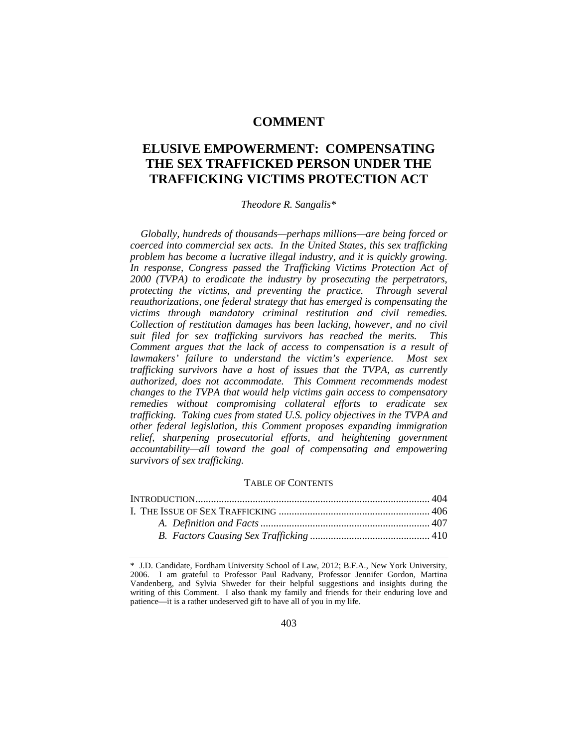# COMMENT

# ELUSIVE EMPOWERMENT: COMPENSATING THE SEX TRAFFICKED PERSON UNDER THE TRAFFICKING VICTIMS PROTECTION ACT

*Theodore R. Sangalis\**

*Globally, hundreds of thousands—perhaps millions—are being forced or coerced into commercial sex acts. In the United States, this sex trafficking problem has become a lucrative illegal industry, and it is quickly growing. In response, Congress passed the Trafficking Victims Protection Act of 2000 (TVPA) to eradicate the industry by prosecuting the perpetrators, protecting the victims, and preventing the practice. Through several reauthorizations, one federal strategy that has emerged is compensating the victims through mandatory criminal restitution and civil remedies. Collection of restitution damages has been lacking, however, and no civil suit filed for sex trafficking survivors has reached the merits. This Comment argues that the lack of access to compensation is a result of lawmakers' failure to understand the victim's experience. Most sex trafficking survivors have a host of issues that the TVPA, as currently authorized, does not accommodate. This Comment recommends modest changes to the TVPA that would help victims gain access to compensatory remedies without compromising collateral efforts to eradicate sex trafficking. Taking cues from stated U.S. policy objectives in the TVPA and other federal legislation, this Comment proposes expanding immigration relief, sharpening prosecutorial efforts, and heightening government accountability—all toward the goal of compensating and empowering survivors of sex trafficking.*

TABLE OF CONTENTS

INTRODUCTION ........................................................................................ 404

I. THE ISSUE OF SEX TRAFFICKING ......................................................... 406

*A. Definition and Facts* ................................................................ 407

*B. Factors Causing Sex Trafficking* ............................................. 410

---

\* J.D. Candidate, Fordham University School of Law, 2012; B.F.A., New York University, 2006. I am grateful to Professor Paul Radvany, Professor Jennifer Gordon, Martina Vandenberg, and Sylvia Shweder for their helpful suggestions and insights during the writing of this Comment. I also thank my family and friends for their enduring love and patience—it is a rather undeserved gift to have all of you in my life.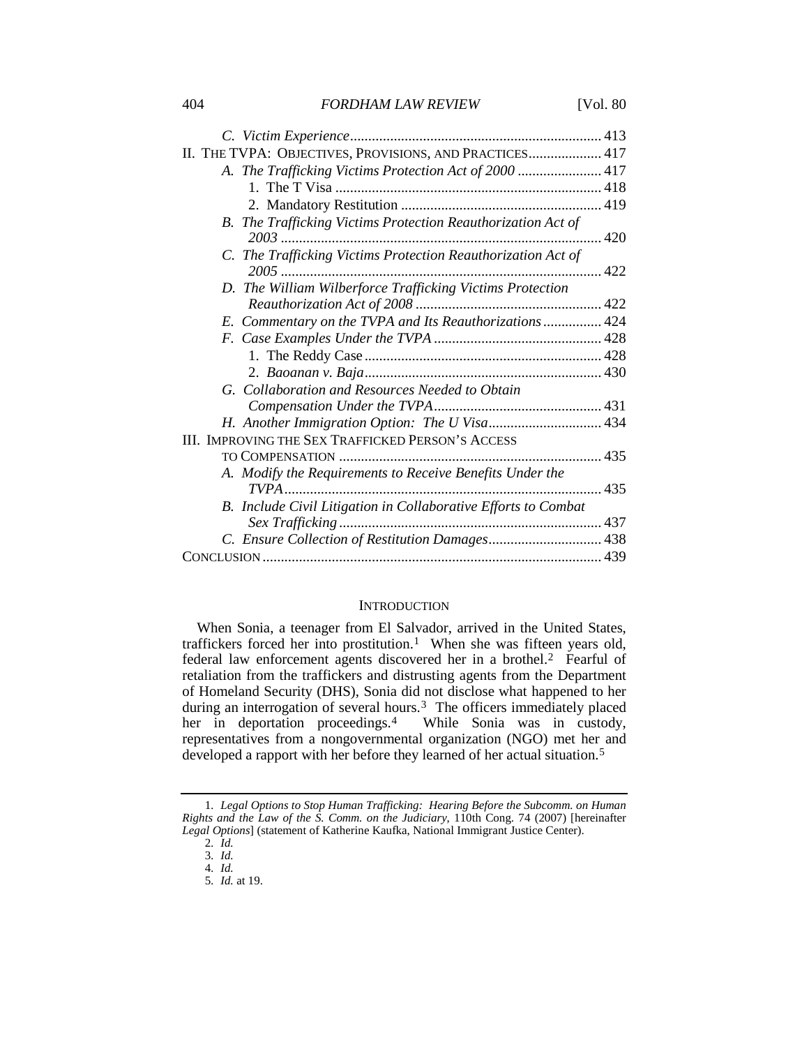C. *Victim Experience* .................................................................... 413

II. The TVPA: Objectives, Provisions, and Practices .................... 417

A. *The Trafficking Victims Protection Act of 2000* ....................... 417

1. The T Visa ......................................................................... 418

2. Mandatory Restitution ....................................................... 419

B. *The Trafficking Victims Protection Reauthorization Act of 2003* ....................................................................................... 420

C. *The Trafficking Victims Protection Reauthorization Act of 2005* ....................................................................................... 422

D. *The William Wilberforce Trafficking Victims Protection Reauthorization Act of 2008* .................................................. 422

E. *Commentary on the TVPA and Its Reauthorizations* ................ 424

F. *Case Examples Under the TVPA* .............................................. 428

1. The Reddy Case ................................................................. 428

2. *Baoanan v. Baja* ................................................................ 430

G. *Collaboration and Resources Needed to Obtain Compensation Under the TVPA* ............................................. 431

H. *Another Immigration Option: The U Visa* ............................... 434

III. Improving the Sex Trafficked Person's Access to Compensation ........................................................................ 435

A. *Modify the Requirements to Receive Benefits Under the TVPA* ...................................................................................... 435

B. *Include Civil Litigation in Collaborative Efforts to Combat Sex Trafficking* ........................................................................ 437

C. *Ensure Collection of Restitution Damages* ............................... 438

Conclusion ............................................................................................ 439

## Introduction

When Sonia, a teenager from El Salvador, arrived in the United States, traffickers forced her into prostitution.[1] When she was fifteen years old, federal law enforcement agents discovered her in a brothel.[2] Fearful of retaliation from the traffickers and distrusting agents from the Department of Homeland Security (DHS), Sonia did not disclose what happened to her during an interrogation of several hours.[3] The officers immediately placed her in deportation proceedings.[4] While Sonia was in custody, representatives from a nongovernmental organization (NGO) met her and developed a rapport with her before they learned of her actual situation.[5]

---

1. *Legal Options to Stop Human Trafficking: Hearing Before the Subcomm. on Human Rights and the Law of the S. Comm. on the Judiciary*, 110th Cong. 74 (2007) [hereinafter *Legal Options*] (statement of Katherine Kaufka, National Immigrant Justice Center).

2. *Id.*

3. *Id.*

4. *Id.*

5. *Id.* at 19.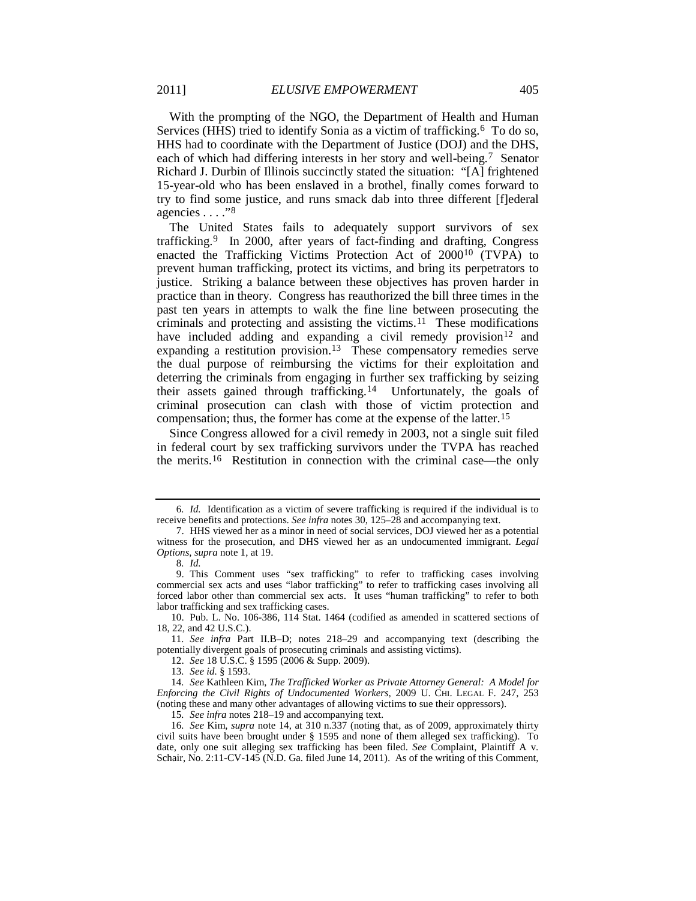With the prompting of the NGO, the Department of Health and Human Services (HHS) tried to identify Sonia as a victim of trafficking.[6] To do so, HHS had to coordinate with the Department of Justice (DOJ) and the DHS, each of which had differing interests in her story and well-being.[7] Senator Richard J. Durbin of Illinois succinctly stated the situation: "[A] frightened 15-year-old who has been enslaved in a brothel, finally comes forward to try to find some justice, and runs smack dab into three different [f]ederal agencies . . . ."[8]

The United States fails to adequately support survivors of sex trafficking.[9] In 2000, after years of fact-finding and drafting, Congress enacted the Trafficking Victims Protection Act of 2000[10] (TVPA) to prevent human trafficking, protect its victims, and bring its perpetrators to justice. Striking a balance between these objectives has proven harder in practice than in theory. Congress has reauthorized the bill three times in the past ten years in attempts to walk the fine line between prosecuting the criminals and protecting and assisting the victims.[11] These modifications have included adding and expanding a civil remedy provision[12] and expanding a restitution provision.[13] These compensatory remedies serve the dual purpose of reimbursing the victims for their exploitation and deterring the criminals from engaging in further sex trafficking by seizing their assets gained through trafficking.[14] Unfortunately, the goals of criminal prosecution can clash with those of victim protection and compensation; thus, the former has come at the expense of the latter.[15]

Since Congress allowed for a civil remedy in 2003, not a single suit filed in federal court by sex trafficking survivors under the TVPA has reached the merits.[16] Restitution in connection with the criminal case—the only

---

6. *Id.* Identification as a victim of severe trafficking is required if the individual is to receive benefits and protections. *See infra* notes 30, 125–28 and accompanying text.

7. HHS viewed her as a minor in need of social services, DOJ viewed her as a potential witness for the prosecution, and DHS viewed her as an undocumented immigrant. *Legal Options*, *supra* note 1, at 19.

8. *Id.*

9. This Comment uses "sex trafficking" to refer to trafficking cases involving commercial sex acts and uses "labor trafficking" to refer to trafficking cases involving all forced labor other than commercial sex acts. It uses "human trafficking" to refer to both labor trafficking and sex trafficking cases.

10. Pub. L. No. 106-386, 114 Stat. 1464 (codified as amended in scattered sections of 18, 22, and 42 U.S.C.).

11. *See infra* Part II.B–D; notes 218–29 and accompanying text (describing the potentially divergent goals of prosecuting criminals and assisting victims).

12. *See* 18 U.S.C. § 1595 (2006 & Supp. 2009).

13. *See id.* § 1593.

14. *See* Kathleen Kim, *The Trafficked Worker as Private Attorney General: A Model for Enforcing the Civil Rights of Undocumented Workers*, 2009 U. CHI. LEGAL F. 247, 253 (noting these and many other advantages of allowing victims to sue their oppressors).

15. *See infra* notes 218–19 and accompanying text.

16. *See* Kim, *supra* note 14, at 310 n.337 (noting that, as of 2009, approximately thirty civil suits have been brought under § 1595 and none of them alleged sex trafficking). To date, only one suit alleging sex trafficking has been filed. *See* Complaint, Plaintiff A v. Schair, No. 2:11-CV-145 (N.D. Ga. filed June 14, 2011). As of the writing of this Comment,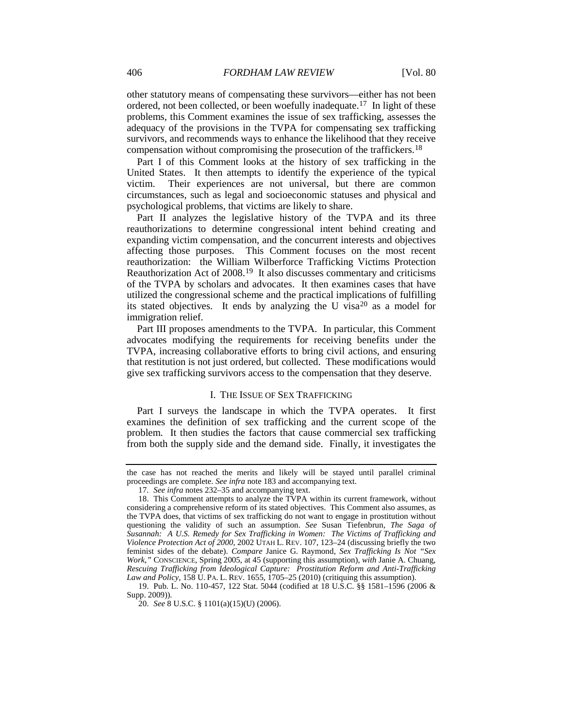other statutory means of compensating these survivors—either has not been ordered, not been collected, or been woefully inadequate.[17] In light of these problems, this Comment examines the issue of sex trafficking, assesses the adequacy of the provisions in the TVPA for compensating sex trafficking survivors, and recommends ways to enhance the likelihood that they receive compensation without compromising the prosecution of the traffickers.[18]

Part I of this Comment looks at the history of sex trafficking in the United States. It then attempts to identify the experience of the typical victim. Their experiences are not universal, but there are common circumstances, such as legal and socioeconomic statuses and physical and psychological problems, that victims are likely to share.

Part II analyzes the legislative history of the TVPA and its three reauthorizations to determine congressional intent behind creating and expanding victim compensation, and the concurrent interests and objectives affecting those purposes. This Comment focuses on the most recent reauthorization: the William Wilberforce Trafficking Victims Protection Reauthorization Act of 2008.[19] It also discusses commentary and criticisms of the TVPA by scholars and advocates. It then examines cases that have utilized the congressional scheme and the practical implications of fulfilling its stated objectives. It ends by analyzing the U visa[20] as a model for immigration relief.

Part III proposes amendments to the TVPA. In particular, this Comment advocates modifying the requirements for receiving benefits under the TVPA, increasing collaborative efforts to bring civil actions, and ensuring that restitution is not just ordered, but collected. These modifications would give sex trafficking survivors access to the compensation that they deserve.

## I. The Issue of Sex Trafficking

Part I surveys the landscape in which the TVPA operates. It first examines the definition of sex trafficking and the current scope of the problem. It then studies the factors that cause commercial sex trafficking from both the supply side and the demand side. Finally, it investigates the

---

the case has not reached the merits and likely will be stayed until parallel criminal proceedings are complete. *See infra* note 183 and accompanying text.

17. *See infra* notes 232–35 and accompanying text.

18. This Comment attempts to analyze the TVPA within its current framework, without considering a comprehensive reform of its stated objectives. This Comment also assumes, as the TVPA does, that victims of sex trafficking do not want to engage in prostitution without questioning the validity of such an assumption. *See* Susan Tiefenbrun, *The Saga of Susannah: A U.S. Remedy for Sex Trafficking in Women: The Victims of Trafficking and Violence Protection Act of 2000*, 2002 UTAH L. REV. 107, 123–24 (discussing briefly the two feminist sides of the debate). *Compare* Janice G. Raymond, *Sex Trafficking Is Not "Sex Work,"* CONSCIENCE, Spring 2005, at 45 (supporting this assumption), *with* Janie A. Chuang, *Rescuing Trafficking from Ideological Capture: Prostitution Reform and Anti-Trafficking Law and Policy*, 158 U. PA. L. REV. 1655, 1705–25 (2010) (critiquing this assumption).

19. Pub. L. No. 110-457, 122 Stat. 5044 (codified at 18 U.S.C. §§ 1581–1596 (2006 & Supp. 2009)).

20. *See* 8 U.S.C. § 1101(a)(15)(U) (2006).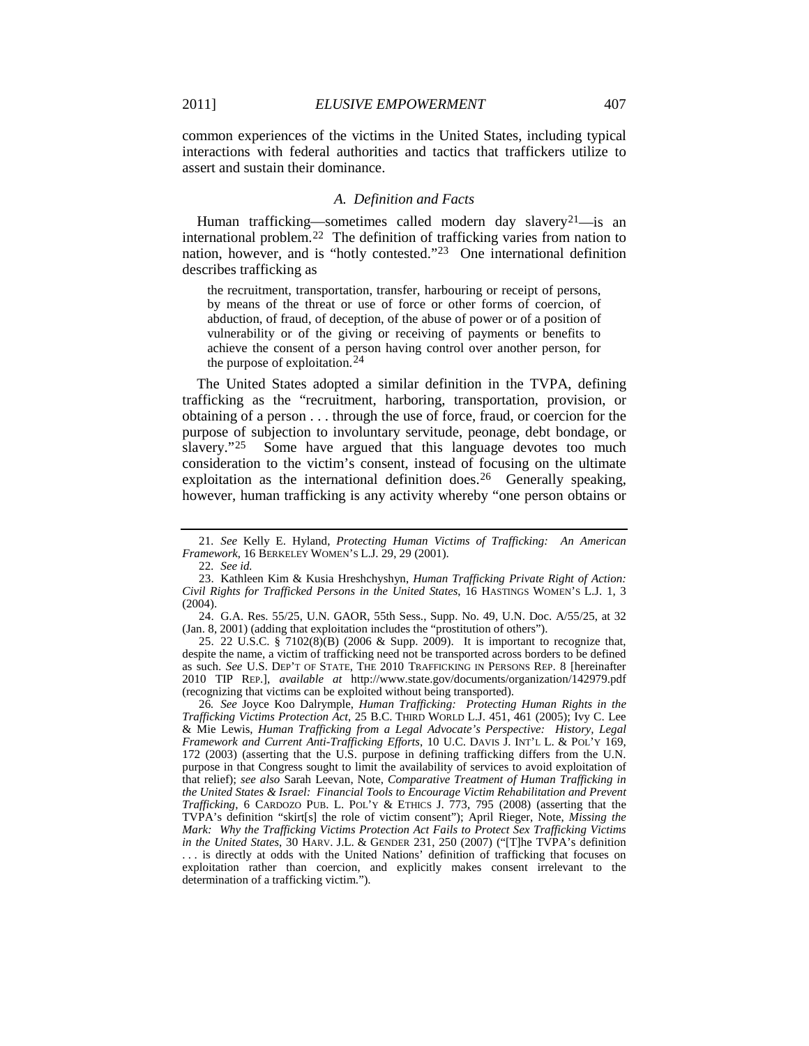common experiences of the victims in the United States, including typical interactions with federal authorities and tactics that traffickers utilize to assert and sustain their dominance.

### *A. Definition and Facts*

Human trafficking—sometimes called modern day slavery[21]—is an international problem.[22] The definition of trafficking varies from nation to nation, however, and is "hotly contested."[23] One international definition describes trafficking as

> the recruitment, transportation, transfer, harbouring or receipt of persons, by means of the threat or use of force or other forms of coercion, of abduction, of fraud, of deception, of the abuse of power or of a position of vulnerability or of the giving or receiving of payments or benefits to achieve the consent of a person having control over another person, for the purpose of exploitation.[24]

The United States adopted a similar definition in the TVPA, defining trafficking as the "recruitment, harboring, transportation, provision, or obtaining of a person . . . through the use of force, fraud, or coercion for the purpose of subjection to involuntary servitude, peonage, debt bondage, or slavery."[25] Some have argued that this language devotes too much consideration to the victim's consent, instead of focusing on the ultimate exploitation as the international definition does.[26] Generally speaking, however, human trafficking is any activity whereby "one person obtains or

---

21. *See* Kelly E. Hyland, *Protecting Human Victims of Trafficking: An American Framework*, 16 BERKELEY WOMEN'S L.J. 29, 29 (2001).

22. *See id.*

23. Kathleen Kim & Kusia Hreshchyshyn, *Human Trafficking Private Right of Action: Civil Rights for Trafficked Persons in the United States*, 16 HASTINGS WOMEN'S L.J. 1, 3 (2004).

24. G.A. Res. 55/25, U.N. GAOR, 55th Sess., Supp. No. 49, U.N. Doc. A/55/25, at 32 (Jan. 8, 2001) (adding that exploitation includes the "prostitution of others").

25. 22 U.S.C. § 7102(8)(B) (2006 & Supp. 2009). It is important to recognize that, despite the name, a victim of trafficking need not be transported across borders to be defined as such. *See* U.S. DEP'T OF STATE, THE 2010 TRAFFICKING IN PERSONS REP. 8 [hereinafter 2010 TIP REP.], *available at* http://www.state.gov/documents/organization/142979.pdf (recognizing that victims can be exploited without being transported).

26. *See* Joyce Koo Dalrymple, *Human Trafficking: Protecting Human Rights in the Trafficking Victims Protection Act*, 25 B.C. THIRD WORLD L.J. 451, 461 (2005); Ivy C. Lee & Mie Lewis, *Human Trafficking from a Legal Advocate's Perspective: History, Legal Framework and Current Anti-Trafficking Efforts*, 10 U.C. DAVIS J. INT'L L. & POL'Y 169, 172 (2003) (asserting that the U.S. purpose in defining trafficking differs from the U.N. purpose in that Congress sought to limit the availability of services to avoid exploitation of that relief); *see also* Sarah Leevan, Note, *Comparative Treatment of Human Trafficking in the United States & Israel: Financial Tools to Encourage Victim Rehabilitation and Prevent Trafficking*, 6 CARDOZO PUB. L. POL'Y & ETHICS J. 773, 795 (2008) (asserting that the TVPA's definition "skirt[s] the role of victim consent"); April Rieger, Note, *Missing the Mark: Why the Trafficking Victims Protection Act Fails to Protect Sex Trafficking Victims in the United States*, 30 HARV. J.L. & GENDER 231, 250 (2007) ("[T]he TVPA's definition . . . is directly at odds with the United Nations' definition of trafficking that focuses on exploitation rather than coercion, and explicitly makes consent irrelevant to the determination of a trafficking victim.").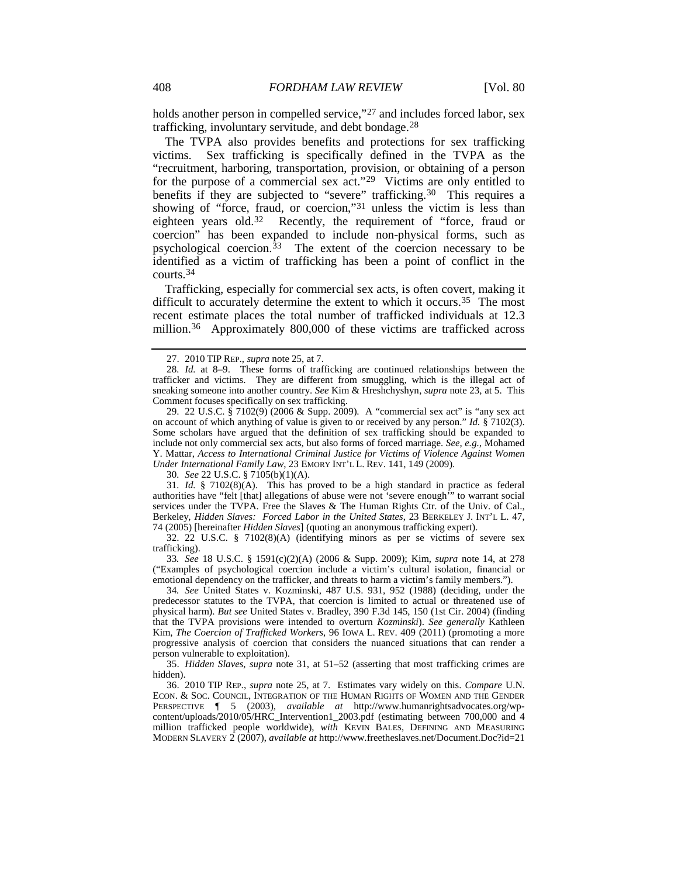holds another person in compelled service,"[27] and includes forced labor, sex trafficking, involuntary servitude, and debt bondage.[28]

The TVPA also provides benefits and protections for sex trafficking victims. Sex trafficking is specifically defined in the TVPA as the "recruitment, harboring, transportation, provision, or obtaining of a person for the purpose of a commercial sex act."[29] Victims are only entitled to benefits if they are subjected to "severe" trafficking.[30] This requires a showing of "force, fraud, or coercion,"[31] unless the victim is less than eighteen years old.[32] Recently, the requirement of "force, fraud or coercion" has been expanded to include non-physical forms, such as psychological coercion.[33] The extent of the coercion necessary to be identified as a victim of trafficking has been a point of conflict in the courts.[34]

Trafficking, especially for commercial sex acts, is often covert, making it difficult to accurately determine the extent to which it occurs.[35] The most recent estimate places the total number of trafficked individuals at 12.3 million.[36] Approximately 800,000 of these victims are trafficked across

---

27. 2010 TIP REP., *supra* note 25, at 7.

28. *Id.* at 8–9. These forms of trafficking are continued relationships between the trafficker and victims. They are different from smuggling, which is the illegal act of sneaking someone into another country. *See* Kim & Hreshchyshyn, *supra* note 23, at 5. This Comment focuses specifically on sex trafficking.

29. 22 U.S.C. § 7102(9) (2006 & Supp. 2009). A "commercial sex act" is "any sex act on account of which anything of value is given to or received by any person." *Id.* § 7102(3). Some scholars have argued that the definition of sex trafficking should be expanded to include not only commercial sex acts, but also forms of forced marriage. *See, e.g.*, Mohamed Y. Mattar, *Access to International Criminal Justice for Victims of Violence Against Women Under International Family Law*, 23 EMORY INT'L L. REV. 141, 149 (2009).

30. *See* 22 U.S.C. § 7105(b)(1)(A).

31. *Id.* § 7102(8)(A). This has proved to be a high standard in practice as federal authorities have "felt [that] allegations of abuse were not 'severe enough'" to warrant social services under the TVPA. Free the Slaves & The Human Rights Ctr. of the Univ. of Cal., Berkeley, *Hidden Slaves: Forced Labor in the United States*, 23 BERKELEY J. INT'L L. 47, 74 (2005) [hereinafter *Hidden Slaves*] (quoting an anonymous trafficking expert).

32. 22 U.S.C. § 7102(8)(A) (identifying minors as per se victims of severe sex trafficking).

33. *See* 18 U.S.C. § 1591(c)(2)(A) (2006 & Supp. 2009); Kim, *supra* note 14, at 278 ("Examples of psychological coercion include a victim's cultural isolation, financial or emotional dependency on the trafficker, and threats to harm a victim's family members.").

34. *See* United States v. Kozminski, 487 U.S. 931, 952 (1988) (deciding, under the predecessor statutes to the TVPA, that coercion is limited to actual or threatened use of physical harm). *But see* United States v. Bradley, 390 F.3d 145, 150 (1st Cir. 2004) (finding that the TVPA provisions were intended to overturn *Kozminski*). *See generally* Kathleen Kim, *The Coercion of Trafficked Workers*, 96 IOWA L. REV. 409 (2011) (promoting a more progressive analysis of coercion that considers the nuanced situations that can render a person vulnerable to exploitation).

35. *Hidden Slaves*, *supra* note 31, at 51–52 (asserting that most trafficking crimes are hidden).

36. 2010 TIP REP., *supra* note 25, at 7. Estimates vary widely on this. *Compare* U.N. ECON. & SOC. COUNCIL, INTEGRATION OF THE HUMAN RIGHTS OF WOMEN AND THE GENDER PERSPECTIVE ¶ 5 (2003), *available at* http://www.humanrightsadvocates.org/wp-content/uploads/2010/05/HRC_Intervention1_2003.pdf (estimating between 700,000 and 4 million trafficked people worldwide), *with* KEVIN BALES, DEFINING AND MEASURING MODERN SLAVERY 2 (2007), *available at* http://www.freetheslaves.net/Document.Doc?id=21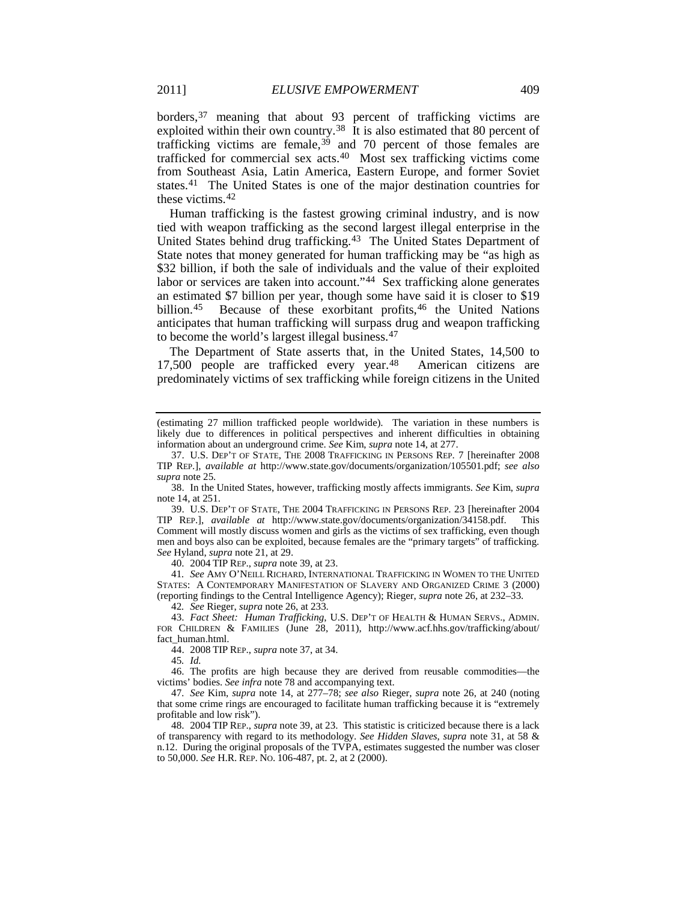borders,[37] meaning that about 93 percent of trafficking victims are exploited within their own country.[38] It is also estimated that 80 percent of trafficking victims are female,[39] and 70 percent of those females are trafficked for commercial sex acts.[40] Most sex trafficking victims come from Southeast Asia, Latin America, Eastern Europe, and former Soviet states.[41] The United States is one of the major destination countries for these victims.[42]

Human trafficking is the fastest growing criminal industry, and is now tied with weapon trafficking as the second largest illegal enterprise in the United States behind drug trafficking.[43] The United States Department of State notes that money generated for human trafficking may be "as high as $32 billion, if both the sale of individuals and the value of their exploited labor or services are taken into account."[44] Sex trafficking alone generates an estimated $7 billion per year, though some have said it is closer to $19 billion.[45] Because of these exorbitant profits,[46] the United Nations anticipates that human trafficking will surpass drug and weapon trafficking to become the world's largest illegal business.[47]

The Department of State asserts that, in the United States, 14,500 to 17,500 people are trafficked every year.[48] American citizens are predominately victims of sex trafficking while foreign citizens in the United

---

(estimating 27 million trafficked people worldwide). The variation in these numbers is likely due to differences in political perspectives and inherent difficulties in obtaining information about an underground crime. *See* Kim, *supra* note 14, at 277.

37. U.S. DEP'T OF STATE, THE 2008 TRAFFICKING IN PERSONS REP. 7 [hereinafter 2008 TIP REP.], *available at* http://www.state.gov/documents/organization/105501.pdf; *see also supra* note 25.

38. In the United States, however, trafficking mostly affects immigrants. *See* Kim, *supra* note 14, at 251.

39. U.S. DEP'T OF STATE, THE 2004 TRAFFICKING IN PERSONS REP. 23 [hereinafter 2004 TIP REP.], *available at* http://www.state.gov/documents/organization/34158.pdf. This Comment will mostly discuss women and girls as the victims of sex trafficking, even though men and boys also can be exploited, because females are the "primary targets" of trafficking. *See* Hyland, *supra* note 21, at 29.

40. 2004 TIP REP., *supra* note 39, at 23.

41. *See* AMY O'NEILL RICHARD, INTERNATIONAL TRAFFICKING IN WOMEN TO THE UNITED STATES: A CONTEMPORARY MANIFESTATION OF SLAVERY AND ORGANIZED CRIME 3 (2000) (reporting findings to the Central Intelligence Agency); Rieger, *supra* note 26, at 232–33.

42. *See* Rieger, *supra* note 26, at 233.

43. *Fact Sheet: Human Trafficking*, U.S. DEP'T OF HEALTH & HUMAN SERVS., ADMIN. FOR CHILDREN & FAMILIES (June 28, 2011), http://www.acf.hhs.gov/trafficking/about/fact_human.html.

44. 2008 TIP REP., *supra* note 37, at 34.

45. *Id.*

46. The profits are high because they are derived from reusable commodities—the victims' bodies. *See infra* note 78 and accompanying text.

47. *See* Kim, *supra* note 14, at 277–78; *see also* Rieger, *supra* note 26, at 240 (noting that some crime rings are encouraged to facilitate human trafficking because it is "extremely profitable and low risk").

48. 2004 TIP REP., *supra* note 39, at 23. This statistic is criticized because there is a lack of transparency with regard to its methodology. *See Hidden Slaves*, *supra* note 31, at 58 & n.12. During the original proposals of the TVPA, estimates suggested the number was closer to 50,000. *See* H.R. REP. NO. 106-487, pt. 2, at 2 (2000).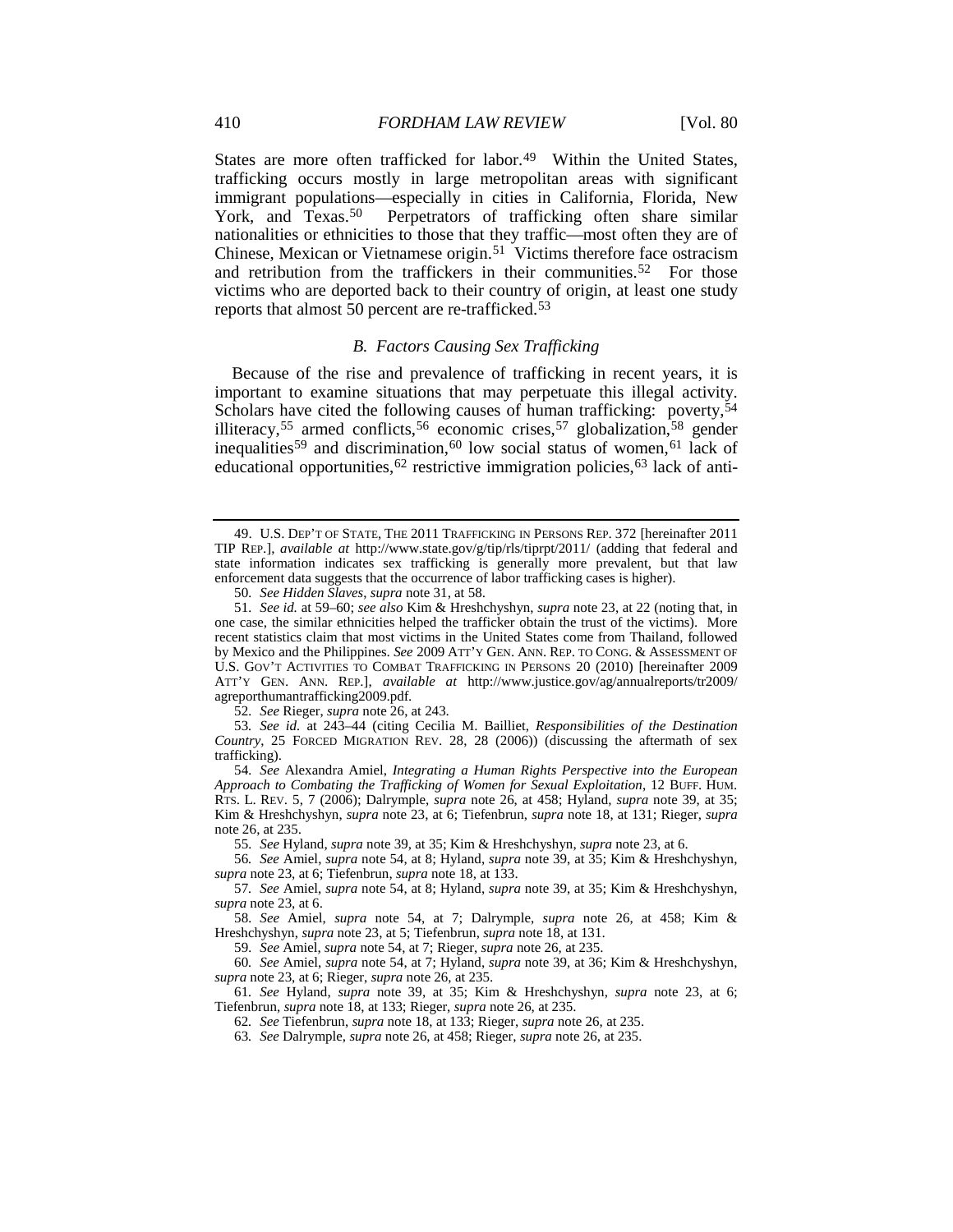States are more often trafficked for labor.[49] Within the United States, trafficking occurs mostly in large metropolitan areas with significant immigrant populations—especially in cities in California, Florida, New York, and Texas.[50] Perpetrators of trafficking often share similar nationalities or ethnicities to those that they traffic—most often they are of Chinese, Mexican or Vietnamese origin.[51] Victims therefore face ostracism and retribution from the traffickers in their communities.[52] For those victims who are deported back to their country of origin, at least one study reports that almost 50 percent are re-trafficked.[53]

### *B. Factors Causing Sex Trafficking*

Because of the rise and prevalence of trafficking in recent years, it is important to examine situations that may perpetuate this illegal activity. Scholars have cited the following causes of human trafficking: poverty,[54] illiteracy,[55] armed conflicts,[56] economic crises,[57] globalization,[58] gender inequalities[59] and discrimination,[60] low social status of women,[61] lack of educational opportunities,[62] restrictive immigration policies,[63] lack of anti-

---

49. U.S. DEP'T OF STATE, THE 2011 TRAFFICKING IN PERSONS REP. 372 [hereinafter 2011 TIP REP.], *available at* http://www.state.gov/g/tip/rls/tiprpt/2011/ (adding that federal and state information indicates sex trafficking is generally more prevalent, but that law enforcement data suggests that the occurrence of labor trafficking cases is higher).

50. *See Hidden Slaves*, *supra* note 31, at 58.

51. *See id.* at 59–60; *see also* Kim & Hreshchyshyn, *supra* note 23, at 22 (noting that, in one case, the similar ethnicities helped the trafficker obtain the trust of the victims). More recent statistics claim that most victims in the United States come from Thailand, followed by Mexico and the Philippines. *See* 2009 ATT'Y GEN. ANN. REP. TO CONG. & ASSESSMENT OF U.S. GOV'T ACTIVITIES TO COMBAT TRAFFICKING IN PERSONS 20 (2010) [hereinafter 2009 ATT'Y GEN. ANN. REP.], *available at* http://www.justice.gov/ag/annualreports/tr2009/agreporthumantrafficking2009.pdf.

52. *See* Rieger, *supra* note 26, at 243.

53. *See id.* at 243–44 (citing Cecilia M. Bailliet, *Responsibilities of the Destination Country*, 25 FORCED MIGRATION REV. 28, 28 (2006)) (discussing the aftermath of sex trafficking).

54. *See* Alexandra Amiel, *Integrating a Human Rights Perspective into the European Approach to Combating the Trafficking of Women for Sexual Exploitation*, 12 BUFF. HUM. RTS. L. REV. 5, 7 (2006); Dalrymple, *supra* note 26, at 458; Hyland, *supra* note 39, at 35; Kim & Hreshchyshyn, *supra* note 23, at 6; Tiefenbrun, *supra* note 18, at 131; Rieger, *supra* note 26, at 235.

55. *See* Hyland, *supra* note 39, at 35; Kim & Hreshchyshyn, *supra* note 23, at 6.

56. *See* Amiel, *supra* note 54, at 8; Hyland, *supra* note 39, at 35; Kim & Hreshchyshyn, *supra* note 23, at 6; Tiefenbrun, *supra* note 18, at 133.

57. *See* Amiel, *supra* note 54, at 8; Hyland, *supra* note 39, at 35; Kim & Hreshchyshyn, *supra* note 23, at 6.

58. *See* Amiel, *supra* note 54, at 7; Dalrymple, *supra* note 26, at 458; Kim & Hreshchyshyn, *supra* note 23, at 5; Tiefenbrun, *supra* note 18, at 131.

59. *See* Amiel, *supra* note 54, at 7; Rieger, *supra* note 26, at 235.

60. *See* Amiel, *supra* note 54, at 7; Hyland, *supra* note 39, at 36; Kim & Hreshchyshyn, *supra* note 23, at 6; Rieger, *supra* note 26, at 235.

61. *See* Hyland, *supra* note 39, at 35; Kim & Hreshchyshyn, *supra* note 23, at 6; Tiefenbrun, *supra* note 18, at 133; Rieger, *supra* note 26, at 235.

62. *See* Tiefenbrun, *supra* note 18, at 133; Rieger, *supra* note 26, at 235.

63. *See* Dalrymple, *supra* note 26, at 458; Rieger, *supra* note 26, at 235.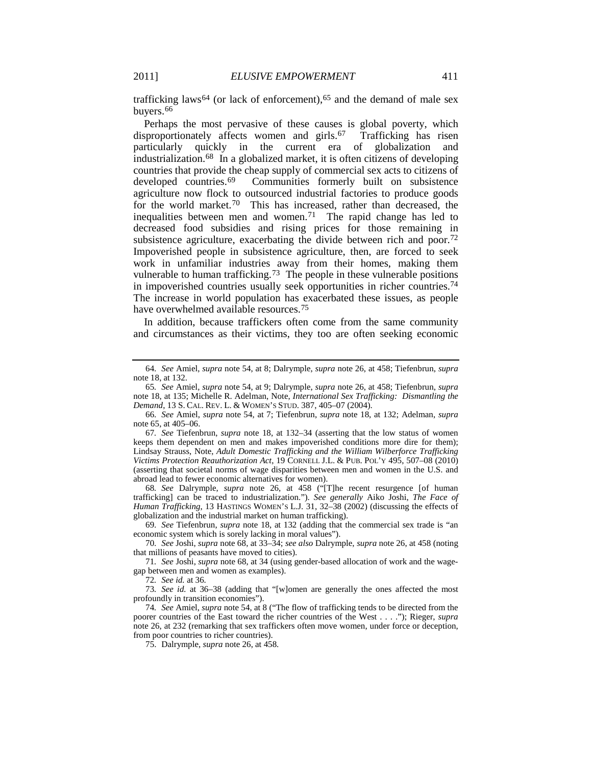trafficking laws[64] (or lack of enforcement),[65] and the demand of male sex buyers.[66]

Perhaps the most pervasive of these causes is global poverty, which disproportionately affects women and girls.[67] Trafficking has risen particularly quickly in the current era of globalization and industrialization.[68] In a globalized market, it is often citizens of developing countries that provide the cheap supply of commercial sex acts to citizens of developed countries.[69] Communities formerly built on subsistence agriculture now flock to outsourced industrial factories to produce goods for the world market.[70] This has increased, rather than decreased, the inequalities between men and women.[71] The rapid change has led to decreased food subsidies and rising prices for those remaining in subsistence agriculture, exacerbating the divide between rich and poor.[72] Impoverished people in subsistence agriculture, then, are forced to seek work in unfamiliar industries away from their homes, making them vulnerable to human trafficking.[73] The people in these vulnerable positions in impoverished countries usually seek opportunities in richer countries.[74] The increase in world population has exacerbated these issues, as people have overwhelmed available resources.[75]

In addition, because traffickers often come from the same community and circumstances as their victims, they too are often seeking economic

---

64. *See* Amiel, *supra* note 54, at 8; Dalrymple, *supra* note 26, at 458; Tiefenbrun, *supra* note 18, at 132.

65. *See* Amiel, *supra* note 54, at 9; Dalrymple, *supra* note 26, at 458; Tiefenbrun, *supra* note 18, at 135; Michelle R. Adelman, Note, *International Sex Trafficking: Dismantling the Demand*, 13 S. CAL. REV. L. & WOMEN'S STUD. 387, 405–07 (2004).

66. *See* Amiel, *supra* note 54, at 7; Tiefenbrun, *supra* note 18, at 132; Adelman, *supra* note 65, at 405–06.

67. *See* Tiefenbrun, *supra* note 18, at 132–34 (asserting that the low status of women keeps them dependent on men and makes impoverished conditions more dire for them); Lindsay Strauss, Note, *Adult Domestic Trafficking and the William Wilberforce Trafficking Victims Protection Reauthorization Act*, 19 CORNELL J.L. & PUB. POL'Y 495, 507–08 (2010) (asserting that societal norms of wage disparities between men and women in the U.S. and abroad lead to fewer economic alternatives for women).

68. *See* Dalrymple, *supra* note 26, at 458 ("[T]he recent resurgence [of human trafficking] can be traced to industrialization."). *See generally* Aiko Joshi, *The Face of Human Trafficking*, 13 HASTINGS WOMEN'S L.J. 31, 32–38 (2002) (discussing the effects of globalization and the industrial market on human trafficking).

69. *See* Tiefenbrun, *supra* note 18, at 132 (adding that the commercial sex trade is "an economic system which is sorely lacking in moral values").

70. *See* Joshi, *supra* note 68, at 33–34; *see also* Dalrymple, *supra* note 26, at 458 (noting that millions of peasants have moved to cities).

71. *See* Joshi, *supra* note 68, at 34 (using gender-based allocation of work and the wage-gap between men and women as examples).

72. *See id.* at 36.

73. *See id.* at 36–38 (adding that "[w]omen are generally the ones affected the most profoundly in transition economies").

74. *See* Amiel, *supra* note 54, at 8 ("The flow of trafficking tends to be directed from the poorer countries of the East toward the richer countries of the West . . . ."); Rieger, *supra* note 26, at 232 (remarking that sex traffickers often move women, under force or deception, from poor countries to richer countries).

75. Dalrymple, *supra* note 26, at 458.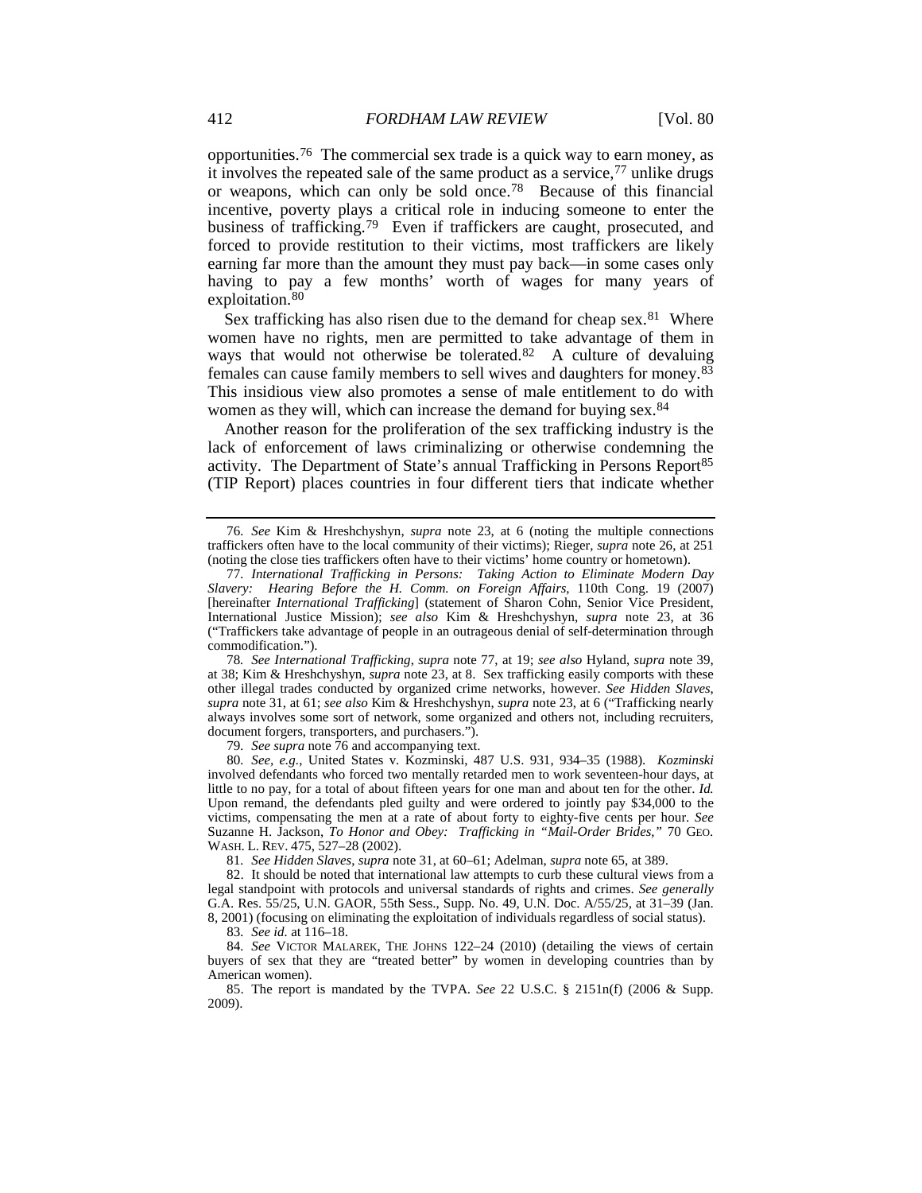opportunities.[76] The commercial sex trade is a quick way to earn money, as it involves the repeated sale of the same product as a service,[77] unlike drugs or weapons, which can only be sold once.[78] Because of this financial incentive, poverty plays a critical role in inducing someone to enter the business of trafficking.[79] Even if traffickers are caught, prosecuted, and forced to provide restitution to their victims, most traffickers are likely earning far more than the amount they must pay back—in some cases only having to pay a few months' worth of wages for many years of exploitation.[80]

Sex trafficking has also risen due to the demand for cheap sex.[81] Where women have no rights, men are permitted to take advantage of them in ways that would not otherwise be tolerated.[82] A culture of devaluing females can cause family members to sell wives and daughters for money.[83] This insidious view also promotes a sense of male entitlement to do with women as they will, which can increase the demand for buying sex.[84]

Another reason for the proliferation of the sex trafficking industry is the lack of enforcement of laws criminalizing or otherwise condemning the activity. The Department of State's annual Trafficking in Persons Report[85] (TIP Report) places countries in four different tiers that indicate whether

---

76. *See* Kim & Hreshchyshyn, *supra* note 23, at 6 (noting the multiple connections traffickers often have to the local community of their victims); Rieger, *supra* note 26, at 251 (noting the close ties traffickers often have to their victims' home country or hometown).

77. *International Trafficking in Persons: Taking Action to Eliminate Modern Day Slavery: Hearing Before the H. Comm. on Foreign Affairs*, 110th Cong. 19 (2007) [hereinafter *International Trafficking*] (statement of Sharon Cohn, Senior Vice President, International Justice Mission); *see also* Kim & Hreshchyshyn, *supra* note 23, at 36 ("Traffickers take advantage of people in an outrageous denial of self-determination through commodification.").

78. *See International Trafficking*, *supra* note 77, at 19; *see also* Hyland, *supra* note 39, at 38; Kim & Hreshchyshyn, *supra* note 23, at 8. Sex trafficking easily comports with these other illegal trades conducted by organized crime networks, however. *See Hidden Slaves*, *supra* note 31, at 61; *see also* Kim & Hreshchyshyn, *supra* note 23, at 6 ("Trafficking nearly always involves some sort of network, some organized and others not, including recruiters, document forgers, transporters, and purchasers.").

79. *See supra* note 76 and accompanying text.

80. *See, e.g.*, United States v. Kozminski, 487 U.S. 931, 934–35 (1988). *Kozminski* involved defendants who forced two mentally retarded men to work seventeen-hour days, at little to no pay, for a total of about fifteen years for one man and about ten for the other. *Id.* Upon remand, the defendants pled guilty and were ordered to jointly pay $34,000 to the victims, compensating the men at a rate of about forty to eighty-five cents per hour. *See* Suzanne H. Jackson, *To Honor and Obey: Trafficking in "Mail-Order Brides*,*"* 70 GEO. WASH. L. REV. 475, 527–28 (2002).

81. *See Hidden Slaves*, *supra* note 31, at 60–61; Adelman, *supra* note 65, at 389.

82. It should be noted that international law attempts to curb these cultural views from a legal standpoint with protocols and universal standards of rights and crimes. *See generally* G.A. Res. 55/25, U.N. GAOR, 55th Sess., Supp. No. 49, U.N. Doc. A/55/25, at 31–39 (Jan. 8, 2001) (focusing on eliminating the exploitation of individuals regardless of social status).

83. *See id.* at 116–18.

84. *See* VICTOR MALAREK, THE JOHNS 122–24 (2010) (detailing the views of certain buyers of sex that they are "treated better" by women in developing countries than by American women).

85. The report is mandated by the TVPA. *See* 22 U.S.C. § 2151n(f) (2006 & Supp. 2009).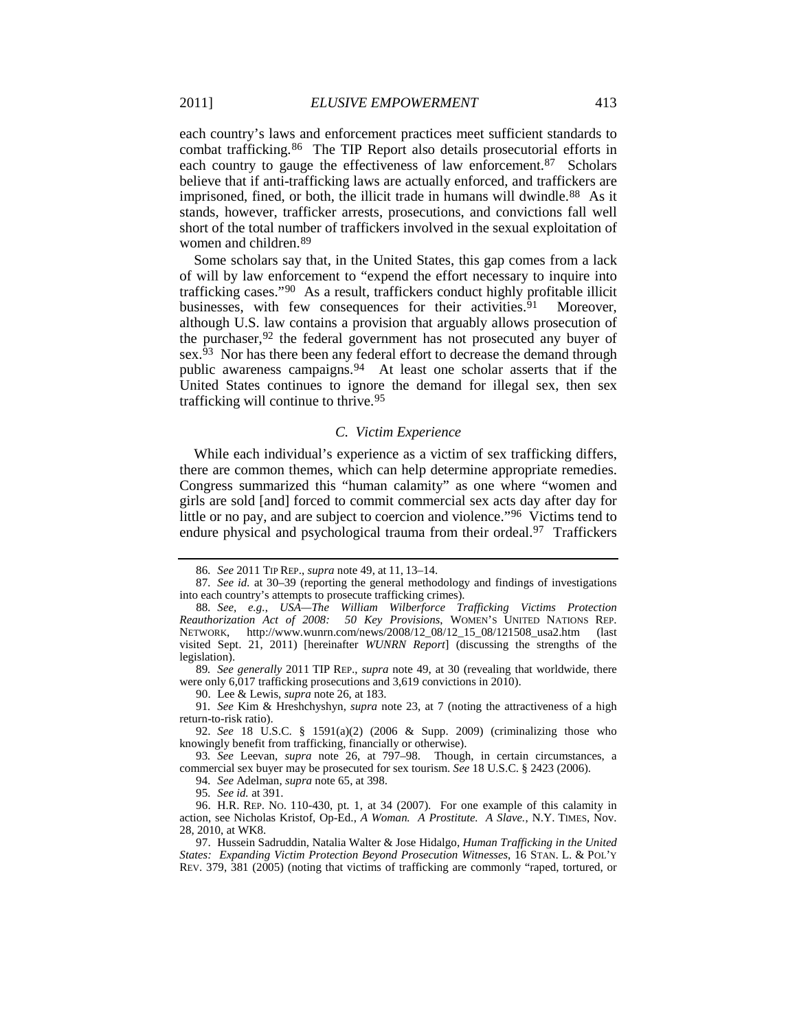each country's laws and enforcement practices meet sufficient standards to combat trafficking.[86] The TIP Report also details prosecutorial efforts in each country to gauge the effectiveness of law enforcement.[87] Scholars believe that if anti-trafficking laws are actually enforced, and traffickers are imprisoned, fined, or both, the illicit trade in humans will dwindle.[88] As it stands, however, trafficker arrests, prosecutions, and convictions fall well short of the total number of traffickers involved in the sexual exploitation of women and children.[89]

Some scholars say that, in the United States, this gap comes from a lack of will by law enforcement to "expend the effort necessary to inquire into trafficking cases."[90] As a result, traffickers conduct highly profitable illicit businesses, with few consequences for their activities.[91] Moreover, although U.S. law contains a provision that arguably allows prosecution of the purchaser,[92] the federal government has not prosecuted any buyer of sex.[93] Nor has there been any federal effort to decrease the demand through public awareness campaigns.[94] At least one scholar asserts that if the United States continues to ignore the demand for illegal sex, then sex trafficking will continue to thrive.[95]

### C. Victim Experience

While each individual's experience as a victim of sex trafficking differs, there are common themes, which can help determine appropriate remedies. Congress summarized this "human calamity" as one where "women and girls are sold [and] forced to commit commercial sex acts day after day for little or no pay, and are subject to coercion and violence."[96] Victims tend to endure physical and psychological trauma from their ordeal.[97] Traffickers

---

86. *See* 2011 TIP REP., *supra* note 49, at 11, 13–14.

87. *See id.* at 30–39 (reporting the general methodology and findings of investigations into each country's attempts to prosecute trafficking crimes).

88. *See, e.g.*, *USA—The William Wilberforce Trafficking Victims Protection Reauthorization Act of 2008: 50 Key Provisions*, WOMEN'S UNITED NATIONS REP. NETWORK, http://www.wunrn.com/news/2008/12_08/12_15_08/121508_usa2.htm (last visited Sept. 21, 2011) [hereinafter *WUNRN Report*] (discussing the strengths of the legislation).

89. *See generally* 2011 TIP REP., *supra* note 49, at 30 (revealing that worldwide, there were only 6,017 trafficking prosecutions and 3,619 convictions in 2010).

90. Lee & Lewis, *supra* note 26, at 183.

91. *See* Kim & Hreshchyshyn, *supra* note 23, at 7 (noting the attractiveness of a high return-to-risk ratio).

92. *See* 18 U.S.C. § 1591(a)(2) (2006 & Supp. 2009) (criminalizing those who knowingly benefit from trafficking, financially or otherwise).

93. *See* Leevan, *supra* note 26, at 797–98. Though, in certain circumstances, a commercial sex buyer may be prosecuted for sex tourism. *See* 18 U.S.C. § 2423 (2006).

94. *See* Adelman, *supra* note 65, at 398.

95. *See id.* at 391.

96. H.R. REP. NO. 110-430, pt. 1, at 34 (2007). For one example of this calamity in action, see Nicholas Kristof, Op-Ed., *A Woman. A Prostitute. A Slave.*, N.Y. TIMES, Nov. 28, 2010, at WK8.

97. Hussein Sadruddin, Natalia Walter & Jose Hidalgo, *Human Trafficking in the United States: Expanding Victim Protection Beyond Prosecution Witnesses*, 16 STAN. L. & POL'Y REV. 379, 381 (2005) (noting that victims of trafficking are commonly "raped, tortured, or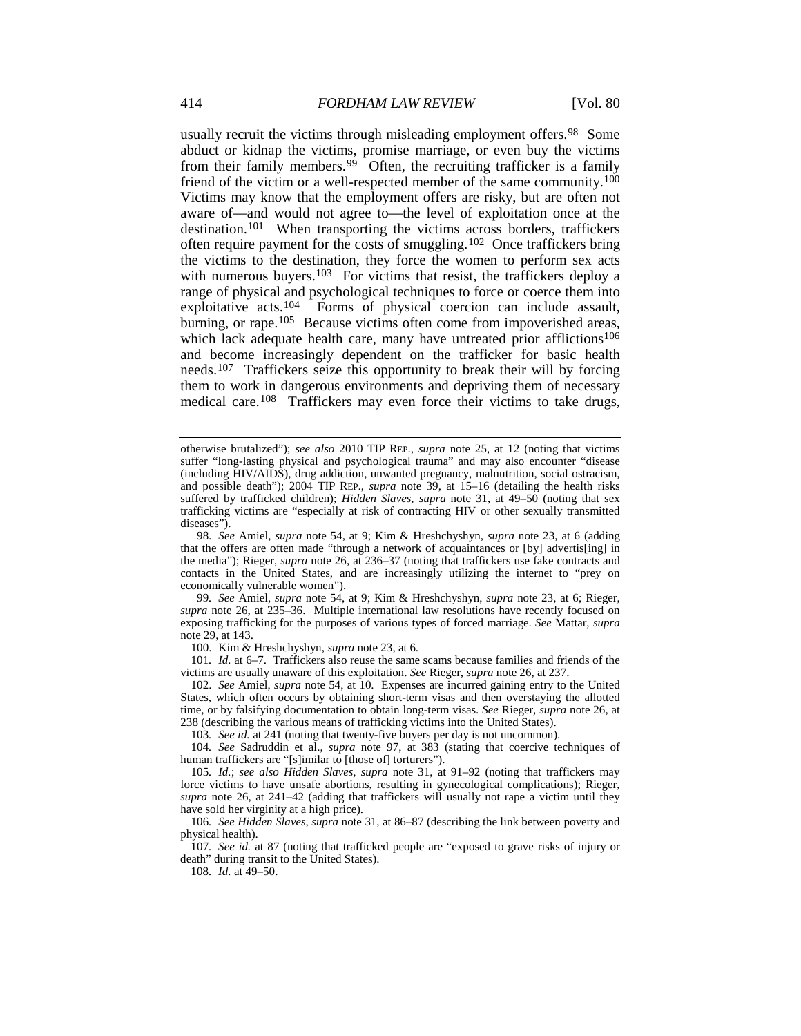usually recruit the victims through misleading employment offers.[98] Some abduct or kidnap the victims, promise marriage, or even buy the victims from their family members.[99] Often, the recruiting trafficker is a family friend of the victim or a well-respected member of the same community.[100] Victims may know that the employment offers are risky, but are often not aware of—and would not agree to—the level of exploitation once at the destination.[101] When transporting the victims across borders, traffickers often require payment for the costs of smuggling.[102] Once traffickers bring the victims to the destination, they force the women to perform sex acts with numerous buyers.[103] For victims that resist, the traffickers deploy a range of physical and psychological techniques to force or coerce them into exploitative acts.[104] Forms of physical coercion can include assault, burning, or rape.[105] Because victims often come from impoverished areas, which lack adequate health care, many have untreated prior afflictions[106] and become increasingly dependent on the trafficker for basic health needs.[107] Traffickers seize this opportunity to break their will by forcing them to work in dangerous environments and depriving them of necessary medical care.[108] Traffickers may even force their victims to take drugs,

---

otherwise brutalized"); *see also* 2010 TIP REP., *supra* note 25, at 12 (noting that victims suffer "long-lasting physical and psychological trauma" and may also encounter "disease (including HIV/AIDS), drug addiction, unwanted pregnancy, malnutrition, social ostracism, and possible death"); 2004 TIP REP., *supra* note 39, at 15–16 (detailing the health risks suffered by trafficked children); *Hidden Slaves*, *supra* note 31, at 49–50 (noting that sex trafficking victims are "especially at risk of contracting HIV or other sexually transmitted diseases").

98. *See* Amiel, *supra* note 54, at 9; Kim & Hreshchyshyn, *supra* note 23, at 6 (adding that the offers are often made "through a network of acquaintances or [by] advertis[ing] in the media"); Rieger, *supra* note 26, at 236–37 (noting that traffickers use fake contracts and contacts in the United States, and are increasingly utilizing the internet to "prey on economically vulnerable women").

99. *See* Amiel, *supra* note 54, at 9; Kim & Hreshchyshyn, *supra* note 23, at 6; Rieger, *supra* note 26, at 235–36. Multiple international law resolutions have recently focused on exposing trafficking for the purposes of various types of forced marriage. *See* Mattar, *supra* note 29, at 143.

100. Kim & Hreshchyshyn, *supra* note 23, at 6.

101. *Id.* at 6–7. Traffickers also reuse the same scams because families and friends of the victims are usually unaware of this exploitation. *See* Rieger, *supra* note 26, at 237.

102. *See* Amiel, *supra* note 54, at 10. Expenses are incurred gaining entry to the United States, which often occurs by obtaining short-term visas and then overstaying the allotted time, or by falsifying documentation to obtain long-term visas. *See* Rieger, *supra* note 26, at 238 (describing the various means of trafficking victims into the United States).

103. *See id.* at 241 (noting that twenty-five buyers per day is not uncommon).

104. *See* Sadruddin et al., *supra* note 97, at 383 (stating that coercive techniques of human traffickers are "[s]imilar to [those of] torturers").

105. *Id.*; *see also Hidden Slaves*, *supra* note 31, at 91–92 (noting that traffickers may force victims to have unsafe abortions, resulting in gynecological complications); Rieger, *supra* note 26, at 241–42 (adding that traffickers will usually not rape a victim until they have sold her virginity at a high price).

106. *See Hidden Slaves*, *supra* note 31, at 86–87 (describing the link between poverty and physical health).

107. *See id.* at 87 (noting that trafficked people are "exposed to grave risks of injury or death" during transit to the United States).

108. *Id.* at 49–50.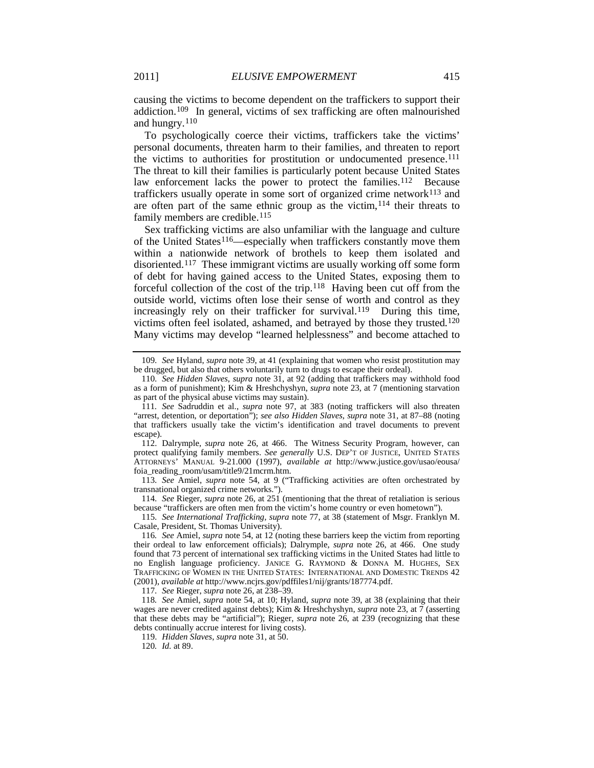causing the victims to become dependent on the traffickers to support their addiction.[109] In general, victims of sex trafficking are often malnourished and hungry.[110]

To psychologically coerce their victims, traffickers take the victims' personal documents, threaten harm to their families, and threaten to report the victims to authorities for prostitution or undocumented presence.[111] The threat to kill their families is particularly potent because United States law enforcement lacks the power to protect the families.[112] Because traffickers usually operate in some sort of organized crime network[113] and are often part of the same ethnic group as the victim,[114] their threats to family members are credible.[115]

Sex trafficking victims are also unfamiliar with the language and culture of the United States[116]—especially when traffickers constantly move them within a nationwide network of brothels to keep them isolated and disoriented.[117] These immigrant victims are usually working off some form of debt for having gained access to the United States, exposing them to forceful collection of the cost of the trip.[118] Having been cut off from the outside world, victims often lose their sense of worth and control as they increasingly rely on their trafficker for survival.[119] During this time, victims often feel isolated, ashamed, and betrayed by those they trusted.[120] Many victims may develop "learned helplessness" and become attached to

---

109. *See* Hyland, *supra* note 39, at 41 (explaining that women who resist prostitution may be drugged, but also that others voluntarily turn to drugs to escape their ordeal).

110. *See Hidden Slaves*, *supra* note 31, at 92 (adding that traffickers may withhold food as a form of punishment); Kim & Hreshchyshyn, *supra* note 23, at 7 (mentioning starvation as part of the physical abuse victims may sustain).

111. *See* Sadruddin et al., *supra* note 97, at 383 (noting traffickers will also threaten "arrest, detention, or deportation"); *see also Hidden Slaves*, *supra* note 31, at 87–88 (noting that traffickers usually take the victim's identification and travel documents to prevent escape).

112. Dalrymple, *supra* note 26, at 466. The Witness Security Program, however, can protect qualifying family members. *See generally* U.S. DEP'T OF JUSTICE, UNITED STATES ATTORNEYS' MANUAL 9-21.000 (1997), *available at* http://www.justice.gov/usao/eousa/foia_reading_room/usam/title9/21mcrm.htm.

113. *See* Amiel, *supra* note 54, at 9 ("Trafficking activities are often orchestrated by transnational organized crime networks.").

114. *See* Rieger, *supra* note 26, at 251 (mentioning that the threat of retaliation is serious because "traffickers are often men from the victim's home country or even hometown").

115. *See International Trafficking*, *supra* note 77, at 38 (statement of Msgr. Franklyn M. Casale, President, St. Thomas University).

116. *See* Amiel, *supra* note 54, at 12 (noting these barriers keep the victim from reporting their ordeal to law enforcement officials); Dalrymple, *supra* note 26, at 466. One study found that 73 percent of international sex trafficking victims in the United States had little to no English language proficiency. JANICE G. RAYMOND & DONNA M. HUGHES, SEX TRAFFICKING OF WOMEN IN THE UNITED STATES: INTERNATIONAL AND DOMESTIC TRENDS 42 (2001), *available at* http://www.ncjrs.gov/pdffiles1/nij/grants/187774.pdf.

117. *See* Rieger, *supra* note 26, at 238–39.

118. *See* Amiel, *supra* note 54, at 10; Hyland, *supra* note 39, at 38 (explaining that their wages are never credited against debts); Kim & Hreshchyshyn, *supra* note 23, at 7 (asserting that these debts may be "artificial"); Rieger, *supra* note 26, at 239 (recognizing that these debts continually accrue interest for living costs).

119. *Hidden Slaves*, *supra* note 31, at 50.

120. *Id.* at 89.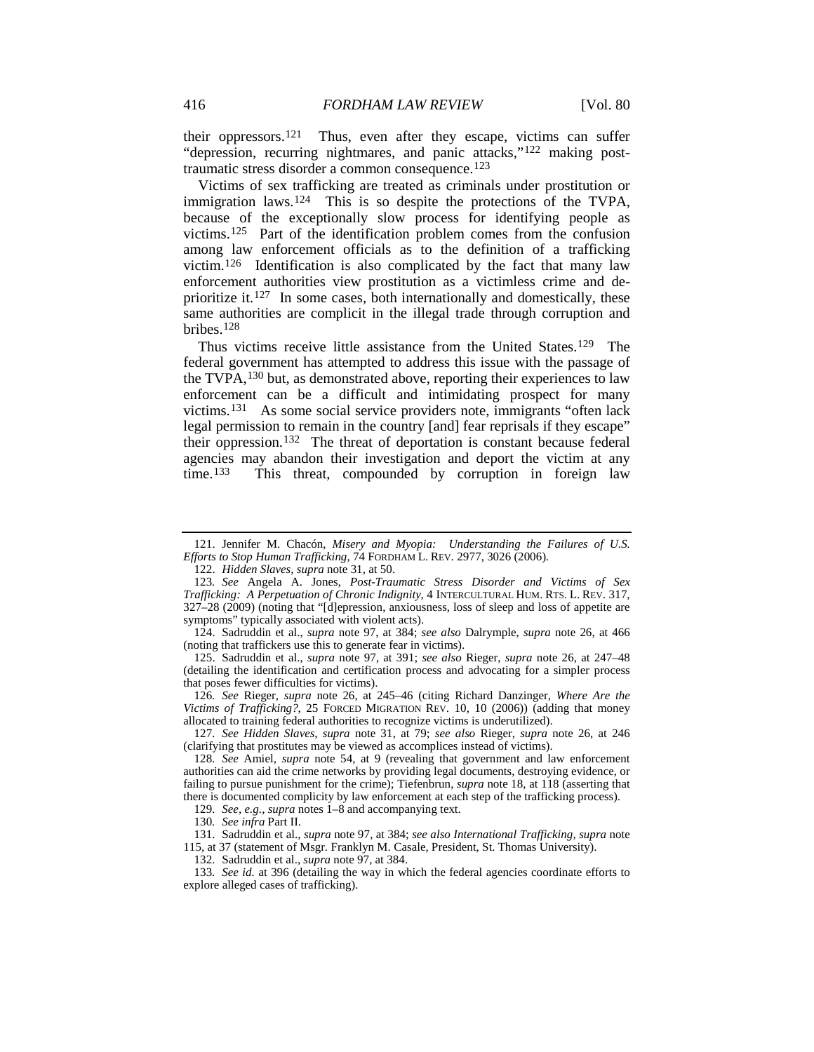their oppressors.[121] Thus, even after they escape, victims can suffer "depression, recurring nightmares, and panic attacks,"[122] making post-traumatic stress disorder a common consequence.[123]

Victims of sex trafficking are treated as criminals under prostitution or immigration laws.[124] This is so despite the protections of the TVPA, because of the exceptionally slow process for identifying people as victims.[125] Part of the identification problem comes from the confusion among law enforcement officials as to the definition of a trafficking victim.[126] Identification is also complicated by the fact that many law enforcement authorities view prostitution as a victimless crime and de-prioritize it.[127] In some cases, both internationally and domestically, these same authorities are complicit in the illegal trade through corruption and bribes.[128]

Thus victims receive little assistance from the United States.[129] The federal government has attempted to address this issue with the passage of the TVPA,[130] but, as demonstrated above, reporting their experiences to law enforcement can be a difficult and intimidating prospect for many victims.[131] As some social service providers note, immigrants "often lack legal permission to remain in the country [and] fear reprisals if they escape" their oppression.[132] The threat of deportation is constant because federal agencies may abandon their investigation and deport the victim at any time.[133] This threat, compounded by corruption in foreign law

---

121. Jennifer M. Chacón, *Misery and Myopia: Understanding the Failures of U.S. Efforts to Stop Human Trafficking*, 74 FORDHAM L. REV. 2977, 3026 (2006).

122. *Hidden Slaves*, *supra* note 31, at 50.

123. *See* Angela A. Jones, *Post-Traumatic Stress Disorder and Victims of Sex Trafficking: A Perpetuation of Chronic Indignity*, 4 INTERCULTURAL HUM. RTS. L. REV. 317, 327–28 (2009) (noting that "[d]epression, anxiousness, loss of sleep and loss of appetite are symptoms" typically associated with violent acts).

124. Sadruddin et al., *supra* note 97, at 384; *see also* Dalrymple, *supra* note 26, at 466 (noting that traffickers use this to generate fear in victims).

125. Sadruddin et al., *supra* note 97, at 391; *see also* Rieger, *supra* note 26, at 247–48 (detailing the identification and certification process and advocating for a simpler process that poses fewer difficulties for victims).

126. *See* Rieger, *supra* note 26, at 245–46 (citing Richard Danzinger, *Where Are the Victims of Trafficking?*, 25 FORCED MIGRATION REV. 10, 10 (2006)) (adding that money allocated to training federal authorities to recognize victims is underutilized).

127. *See Hidden Slaves*, *supra* note 31, at 79; *see also* Rieger, *supra* note 26, at 246 (clarifying that prostitutes may be viewed as accomplices instead of victims).

128. *See* Amiel, *supra* note 54, at 9 (revealing that government and law enforcement authorities can aid the crime networks by providing legal documents, destroying evidence, or failing to pursue punishment for the crime); Tiefenbrun, *supra* note 18, at 118 (asserting that there is documented complicity by law enforcement at each step of the trafficking process).

129. *See, e.g.*, *supra* notes 1–8 and accompanying text.

130. *See infra* Part II.

131. Sadruddin et al., *supra* note 97, at 384; *see also International Trafficking*, *supra* note 115, at 37 (statement of Msgr. Franklyn M. Casale, President, St. Thomas University).

132. Sadruddin et al., *supra* note 97, at 384.

133. *See id.* at 396 (detailing the way in which the federal agencies coordinate efforts to explore alleged cases of trafficking).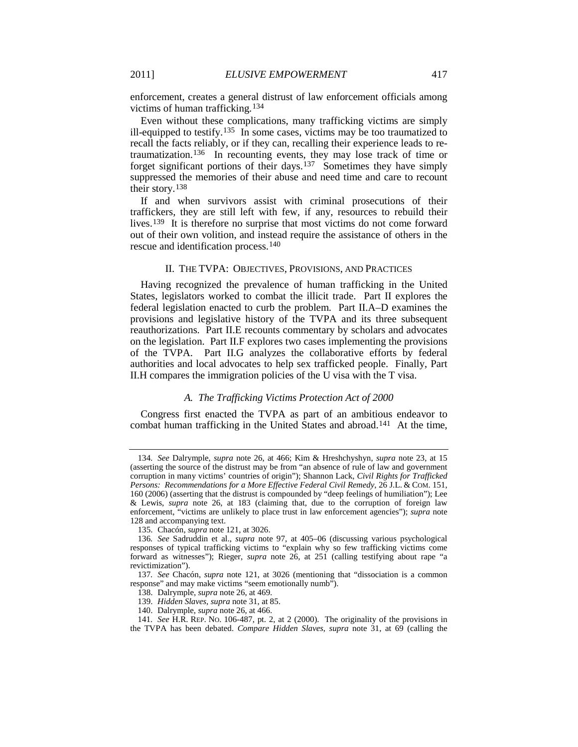enforcement, creates a general distrust of law enforcement officials among victims of human trafficking.[134]

Even without these complications, many trafficking victims are simply ill-equipped to testify.[135] In some cases, victims may be too traumatized to recall the facts reliably, or if they can, recalling their experience leads to re-traumatization.[136] In recounting events, they may lose track of time or forget significant portions of their days.[137] Sometimes they have simply suppressed the memories of their abuse and need time and care to recount their story.[138]

If and when survivors assist with criminal prosecutions of their traffickers, they are still left with few, if any, resources to rebuild their lives.[139] It is therefore no surprise that most victims do not come forward out of their own volition, and instead require the assistance of others in the rescue and identification process.[140]

## II. THE TVPA: OBJECTIVES, PROVISIONS, AND PRACTICES

Having recognized the prevalence of human trafficking in the United States, legislators worked to combat the illicit trade. Part II explores the federal legislation enacted to curb the problem. Part II.A–D examines the provisions and legislative history of the TVPA and its three subsequent reauthorizations. Part II.E recounts commentary by scholars and advocates on the legislation. Part II.F explores two cases implementing the provisions of the TVPA. Part II.G analyzes the collaborative efforts by federal authorities and local advocates to help sex trafficked people. Finally, Part II.H compares the immigration policies of the U visa with the T visa.

### *A. The Trafficking Victims Protection Act of 2000*

Congress first enacted the TVPA as part of an ambitious endeavor to combat human trafficking in the United States and abroad.[141] At the time,

---

134. *See* Dalrymple, *supra* note 26, at 466; Kim & Hreshchyshyn, *supra* note 23, at 15 (asserting the source of the distrust may be from "an absence of rule of law and government corruption in many victims' countries of origin"); Shannon Lack, *Civil Rights for Trafficked Persons: Recommendations for a More Effective Federal Civil Remedy*, 26 J.L. & COM. 151, 160 (2006) (asserting that the distrust is compounded by "deep feelings of humiliation"); Lee & Lewis, *supra* note 26, at 183 (claiming that, due to the corruption of foreign law enforcement, "victims are unlikely to place trust in law enforcement agencies"); *supra* note 128 and accompanying text.

135. Chacón, *supra* note 121, at 3026.

136. *See* Sadruddin et al., *supra* note 97, at 405–06 (discussing various psychological responses of typical trafficking victims to "explain why so few trafficking victims come forward as witnesses"); Rieger, *supra* note 26, at 251 (calling testifying about rape "a revictimization").

137. *See* Chacón, *supra* note 121, at 3026 (mentioning that "dissociation is a common response" and may make victims "seem emotionally numb").

138. Dalrymple, *supra* note 26, at 469.

139. *Hidden Slaves*, *supra* note 31, at 85.

140. Dalrymple, *supra* note 26, at 466.

141. *See* H.R. REP. NO. 106-487, pt. 2, at 2 (2000). The originality of the provisions in the TVPA has been debated. *Compare Hidden Slaves*, *supra* note 31, at 69 (calling the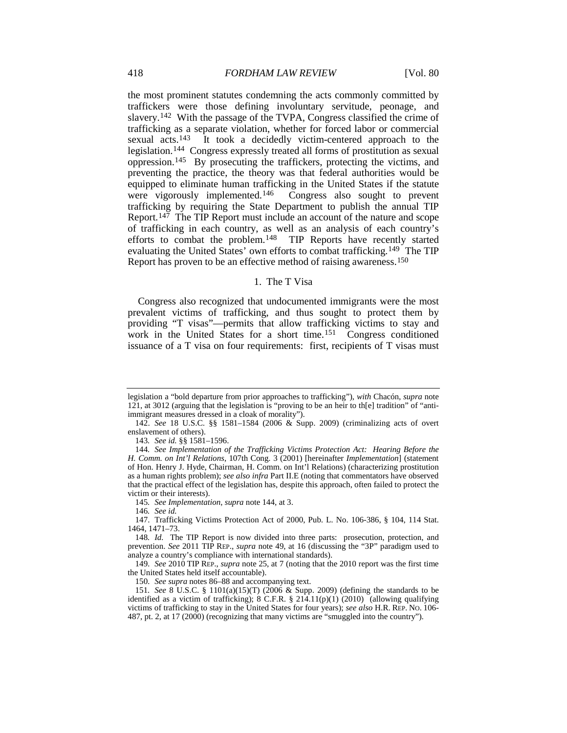the most prominent statutes condemning the acts commonly committed by traffickers were those defining involuntary servitude, peonage, and slavery.[142] With the passage of the TVPA, Congress classified the crime of trafficking as a separate violation, whether for forced labor or commercial sexual acts.[143] It took a decidedly victim-centered approach to the legislation.[144] Congress expressly treated all forms of prostitution as sexual oppression.[145] By prosecuting the traffickers, protecting the victims, and preventing the practice, the theory was that federal authorities would be equipped to eliminate human trafficking in the United States if the statute were vigorously implemented.[146] Congress also sought to prevent trafficking by requiring the State Department to publish the annual TIP Report.[147] The TIP Report must include an account of the nature and scope of trafficking in each country, as well as an analysis of each country's efforts to combat the problem.[148] TIP Reports have recently started evaluating the United States' own efforts to combat trafficking.[149] The TIP Report has proven to be an effective method of raising awareness.[150]

### 1. The T Visa

Congress also recognized that undocumented immigrants were the most prevalent victims of trafficking, and thus sought to protect them by providing "T visas"—permits that allow trafficking victims to stay and work in the United States for a short time.[151] Congress conditioned issuance of a T visa on four requirements: first, recipients of T visas must

---

legislation a "bold departure from prior approaches to trafficking"), *with* Chacón, *supra* note 121, at 3012 (arguing that the legislation is "proving to be an heir to th[e] tradition" of "anti-immigrant measures dressed in a cloak of morality").

142. *See* 18 U.S.C. §§ 1581–1584 (2006 & Supp. 2009) (criminalizing acts of overt enslavement of others).

143. *See id.* §§ 1581–1596.

144. *See Implementation of the Trafficking Victims Protection Act: Hearing Before the H. Comm. on Int'l Relations*, 107th Cong. 3 (2001) [hereinafter *Implementation*] (statement of Hon. Henry J. Hyde, Chairman, H. Comm. on Int'l Relations) (characterizing prostitution as a human rights problem); *see also infra* Part II.E (noting that commentators have observed that the practical effect of the legislation has, despite this approach, often failed to protect the victim or their interests).

145. *See Implementation*, *supra* note 144, at 3.

146. *See id.*

147. Trafficking Victims Protection Act of 2000, Pub. L. No. 106-386, § 104, 114 Stat. 1464, 1471–73.

148. *Id.* The TIP Report is now divided into three parts: prosecution, protection, and prevention. *See* 2011 TIP REP., *supra* note 49, at 16 (discussing the "3P" paradigm used to analyze a country's compliance with international standards).

149. *See* 2010 TIP REP., *supra* note 25, at 7 (noting that the 2010 report was the first time the United States held itself accountable).

150. *See supra* notes 86–88 and accompanying text.

151. *See* 8 U.S.C. § 1101(a)(15)(T) (2006 & Supp. 2009) (defining the standards to be identified as a victim of trafficking); 8 C.F.R. § 214.11(p)(1) (2010) (allowing qualifying victims of trafficking to stay in the United States for four years); *see also* H.R. REP. NO. 106-487, pt. 2, at 17 (2000) (recognizing that many victims are "smuggled into the country").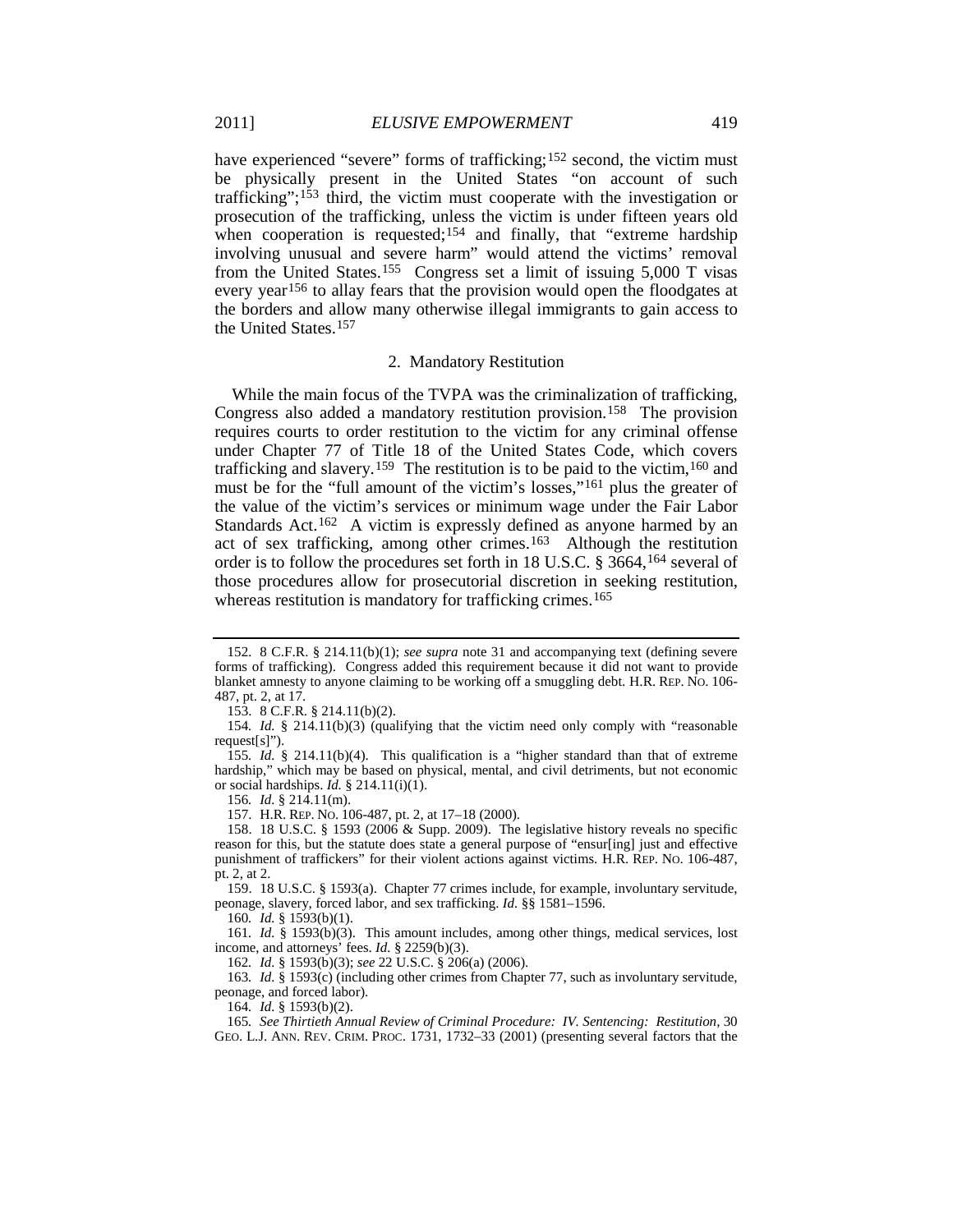have experienced "severe" forms of trafficking;[152] second, the victim must be physically present in the United States "on account of such trafficking";[153] third, the victim must cooperate with the investigation or prosecution of the trafficking, unless the victim is under fifteen years old when cooperation is requested;[154] and finally, that "extreme hardship involving unusual and severe harm" would attend the victims' removal from the United States.[155] Congress set a limit of issuing 5,000 T visas every year[156] to allay fears that the provision would open the floodgates at the borders and allow many otherwise illegal immigrants to gain access to the United States.[157]

### 2. Mandatory Restitution

While the main focus of the TVPA was the criminalization of trafficking, Congress also added a mandatory restitution provision.[158] The provision requires courts to order restitution to the victim for any criminal offense under Chapter 77 of Title 18 of the United States Code, which covers trafficking and slavery.[159] The restitution is to be paid to the victim,[160] and must be for the "full amount of the victim's losses,"[161] plus the greater of the value of the victim's services or minimum wage under the Fair Labor Standards Act.[162] A victim is expressly defined as anyone harmed by an act of sex trafficking, among other crimes.[163] Although the restitution order is to follow the procedures set forth in 18 U.S.C. § 3664,[164] several of those procedures allow for prosecutorial discretion in seeking restitution, whereas restitution is mandatory for trafficking crimes.[165]

---

152. 8 C.F.R. § 214.11(b)(1); *see supra* note 31 and accompanying text (defining severe forms of trafficking). Congress added this requirement because it did not want to provide blanket amnesty to anyone claiming to be working off a smuggling debt. H.R. REP. NO. 106-487, pt. 2, at 17.

153. 8 C.F.R. § 214.11(b)(2).

154. *Id.* § 214.11(b)(3) (qualifying that the victim need only comply with "reasonable request[s]").

155. *Id.* § 214.11(b)(4). This qualification is a "higher standard than that of extreme hardship," which may be based on physical, mental, and civil detriments, but not economic or social hardships. *Id.* § 214.11(i)(1).

156. *Id.* § 214.11(m).

157. H.R. REP. NO. 106-487, pt. 2, at 17–18 (2000).

158. 18 U.S.C. § 1593 (2006 & Supp. 2009). The legislative history reveals no specific reason for this, but the statute does state a general purpose of "ensur[ing] just and effective punishment of traffickers" for their violent actions against victims. H.R. REP. NO. 106-487, pt. 2, at 2.

159. 18 U.S.C. § 1593(a). Chapter 77 crimes include, for example, involuntary servitude, peonage, slavery, forced labor, and sex trafficking. *Id.* §§ 1581–1596.

160. *Id.* § 1593(b)(1).

161. *Id.* § 1593(b)(3). This amount includes, among other things, medical services, lost income, and attorneys' fees. *Id.* § 2259(b)(3).

162. *Id.* § 1593(b)(3); *see* 22 U.S.C. § 206(a) (2006).

163. *Id.* § 1593(c) (including other crimes from Chapter 77, such as involuntary servitude, peonage, and forced labor).

164. *Id.* § 1593(b)(2).

165. *See Thirtieth Annual Review of Criminal Procedure: IV. Sentencing: Restitution*, 30 GEO. L.J. ANN. REV. CRIM. PROC. 1731, 1732–33 (2001) (presenting several factors that the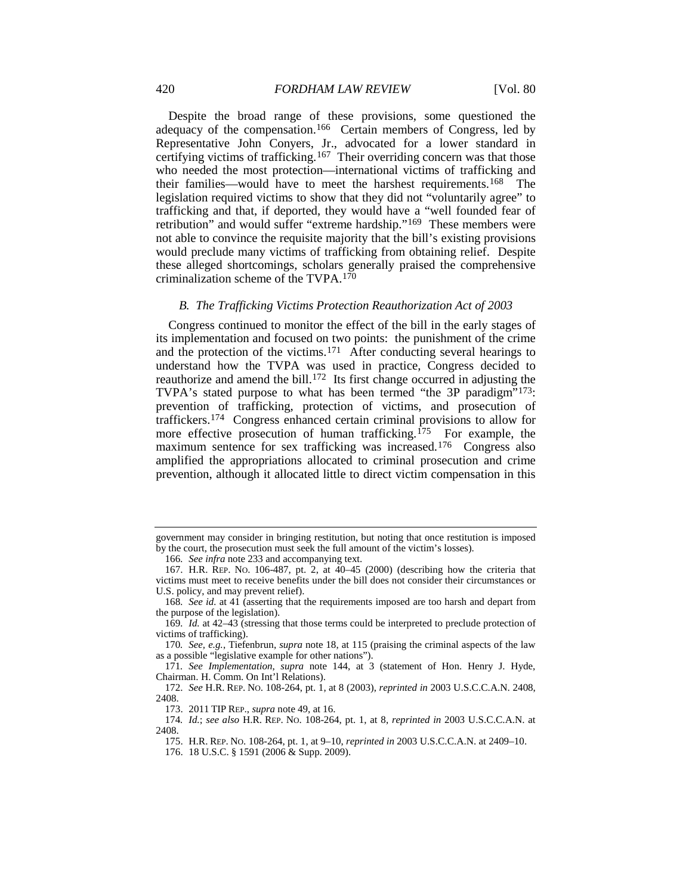Despite the broad range of these provisions, some questioned the adequacy of the compensation.[166] Certain members of Congress, led by Representative John Conyers, Jr., advocated for a lower standard in certifying victims of trafficking.[167] Their overriding concern was that those who needed the most protection—international victims of trafficking and their families—would have to meet the harshest requirements.[168] The legislation required victims to show that they did not "voluntarily agree" to trafficking and that, if deported, they would have a "well founded fear of retribution" and would suffer "extreme hardship."[169] These members were not able to convince the requisite majority that the bill's existing provisions would preclude many victims of trafficking from obtaining relief. Despite these alleged shortcomings, scholars generally praised the comprehensive criminalization scheme of the TVPA.[170]

### *B. The Trafficking Victims Protection Reauthorization Act of 2003*

Congress continued to monitor the effect of the bill in the early stages of its implementation and focused on two points: the punishment of the crime and the protection of the victims.[171] After conducting several hearings to understand how the TVPA was used in practice, Congress decided to reauthorize and amend the bill.[172] Its first change occurred in adjusting the TVPA's stated purpose to what has been termed "the 3P paradigm"[173]: prevention of trafficking, protection of victims, and prosecution of traffickers.[174] Congress enhanced certain criminal provisions to allow for more effective prosecution of human trafficking.[175] For example, the maximum sentence for sex trafficking was increased.[176] Congress also amplified the appropriations allocated to criminal prosecution and crime prevention, although it allocated little to direct victim compensation in this

---

government may consider in bringing restitution, but noting that once restitution is imposed by the court, the prosecution must seek the full amount of the victim's losses).

166. *See infra* note 233 and accompanying text.

167. H.R. REP. NO. 106-487, pt. 2, at 40–45 (2000) (describing how the criteria that victims must meet to receive benefits under the bill does not consider their circumstances or U.S. policy, and may prevent relief).

168. *See id.* at 41 (asserting that the requirements imposed are too harsh and depart from the purpose of the legislation).

169. *Id.* at 42–43 (stressing that those terms could be interpreted to preclude protection of victims of trafficking).

170. *See, e.g.*, Tiefenbrun, *supra* note 18, at 115 (praising the criminal aspects of the law as a possible "legislative example for other nations").

171. *See Implementation*, *supra* note 144, at 3 (statement of Hon. Henry J. Hyde, Chairman. H. Comm. On Int'l Relations).

172. *See* H.R. REP. NO. 108-264, pt. 1, at 8 (2003), *reprinted in* 2003 U.S.C.C.A.N. 2408, 2408.

173. 2011 TIP REP., *supra* note 49, at 16.

174. *Id.*; *see also* H.R. REP. NO. 108-264, pt. 1, at 8, *reprinted in* 2003 U.S.C.C.A.N. at 2408.

175. H.R. REP. NO. 108-264, pt. 1, at 9–10, *reprinted in* 2003 U.S.C.C.A.N. at 2409–10.

176. 18 U.S.C. § 1591 (2006 & Supp. 2009).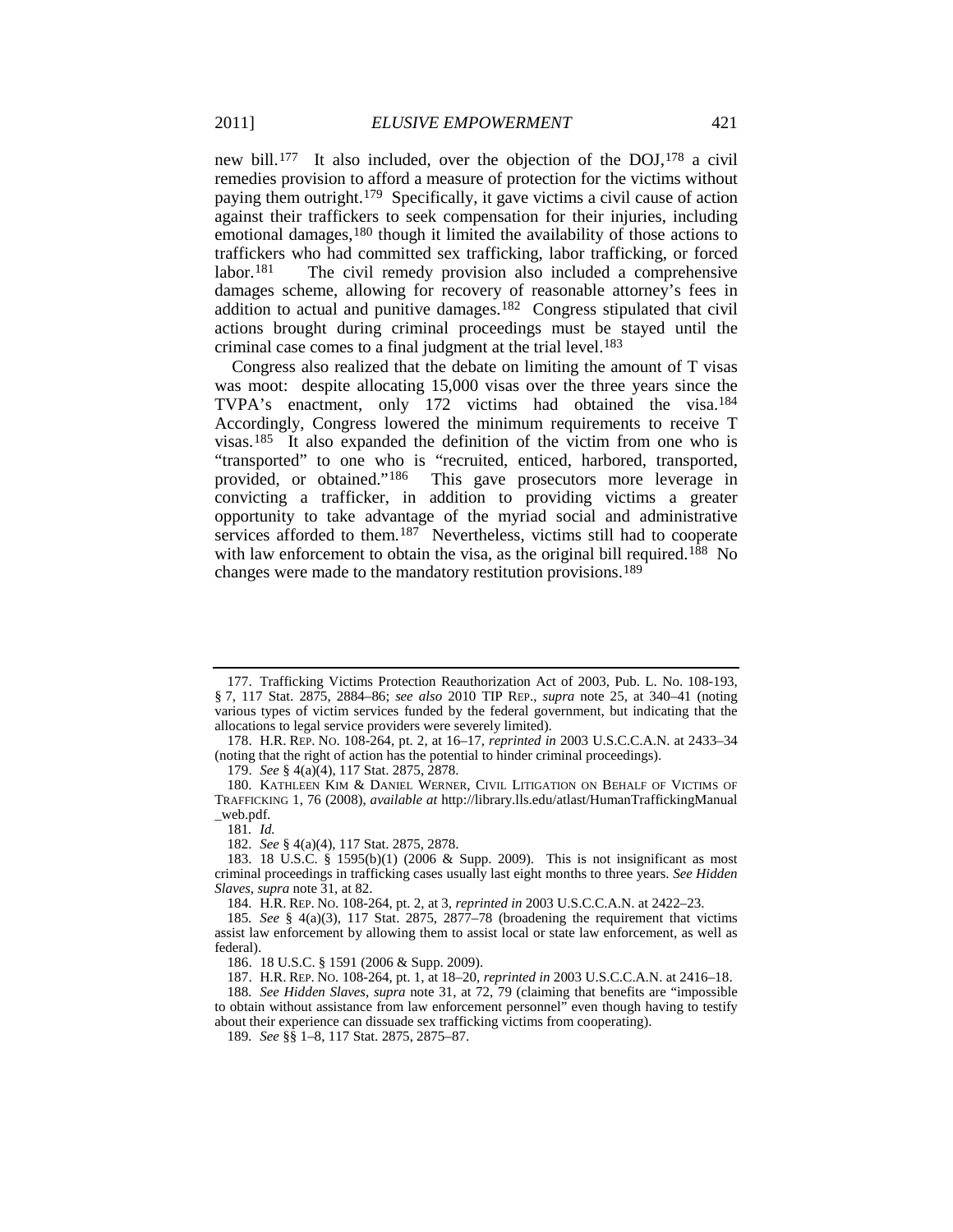new bill.[177] It also included, over the objection of the DOJ,[178] a civil remedies provision to afford a measure of protection for the victims without paying them outright.[179] Specifically, it gave victims a civil cause of action against their traffickers to seek compensation for their injuries, including emotional damages,[180] though it limited the availability of those actions to traffickers who had committed sex trafficking, labor trafficking, or forced labor.[181] The civil remedy provision also included a comprehensive damages scheme, allowing for recovery of reasonable attorney's fees in addition to actual and punitive damages.[182] Congress stipulated that civil actions brought during criminal proceedings must be stayed until the criminal case comes to a final judgment at the trial level.[183]

Congress also realized that the debate on limiting the amount of T visas was moot: despite allocating 15,000 visas over the three years since the TVPA's enactment, only 172 victims had obtained the visa.[184] Accordingly, Congress lowered the minimum requirements to receive T visas.[185] It also expanded the definition of the victim from one who is "transported" to one who is "recruited, enticed, harbored, transported, provided, or obtained."[186] This gave prosecutors more leverage in convicting a trafficker, in addition to providing victims a greater opportunity to take advantage of the myriad social and administrative services afforded to them.[187] Nevertheless, victims still had to cooperate with law enforcement to obtain the visa, as the original bill required.[188] No changes were made to the mandatory restitution provisions.[189]

---

177. Trafficking Victims Protection Reauthorization Act of 2003, Pub. L. No. 108-193, § 7, 117 Stat. 2875, 2884–86; *see also* 2010 TIP REP., *supra* note 25, at 340–41 (noting various types of victim services funded by the federal government, but indicating that the allocations to legal service providers were severely limited).

178. H.R. REP. NO. 108-264, pt. 2, at 16–17, *reprinted in* 2003 U.S.C.C.A.N. at 2433–34 (noting that the right of action has the potential to hinder criminal proceedings).

179. *See* § 4(a)(4), 117 Stat. 2875, 2878.

180. KATHLEEN KIM & DANIEL WERNER, CIVIL LITIGATION ON BEHALF OF VICTIMS OF TRAFFICKING 1, 76 (2008), *available at* http://library.lls.edu/atlast/HumanTraffickingManual_web.pdf.

181. *Id.*

182. *See* § 4(a)(4), 117 Stat. 2875, 2878.

183. 18 U.S.C. § 1595(b)(1) (2006 & Supp. 2009). This is not insignificant as most criminal proceedings in trafficking cases usually last eight months to three years. *See Hidden Slaves*, *supra* note 31, at 82.

184. H.R. REP. NO. 108-264, pt. 2, at 3, *reprinted in* 2003 U.S.C.C.A.N. at 2422–23.

185. *See* § 4(a)(3), 117 Stat. 2875, 2877–78 (broadening the requirement that victims assist law enforcement by allowing them to assist local or state law enforcement, as well as federal).

186. 18 U.S.C. § 1591 (2006 & Supp. 2009).

187. H.R. REP. NO. 108-264, pt. 1, at 18–20, *reprinted in* 2003 U.S.C.C.A.N. at 2416–18.

188. *See Hidden Slaves*, *supra* note 31, at 72, 79 (claiming that benefits are "impossible to obtain without assistance from law enforcement personnel" even though having to testify about their experience can dissuade sex trafficking victims from cooperating).

189. *See* §§ 1–8, 117 Stat. 2875, 2875–87.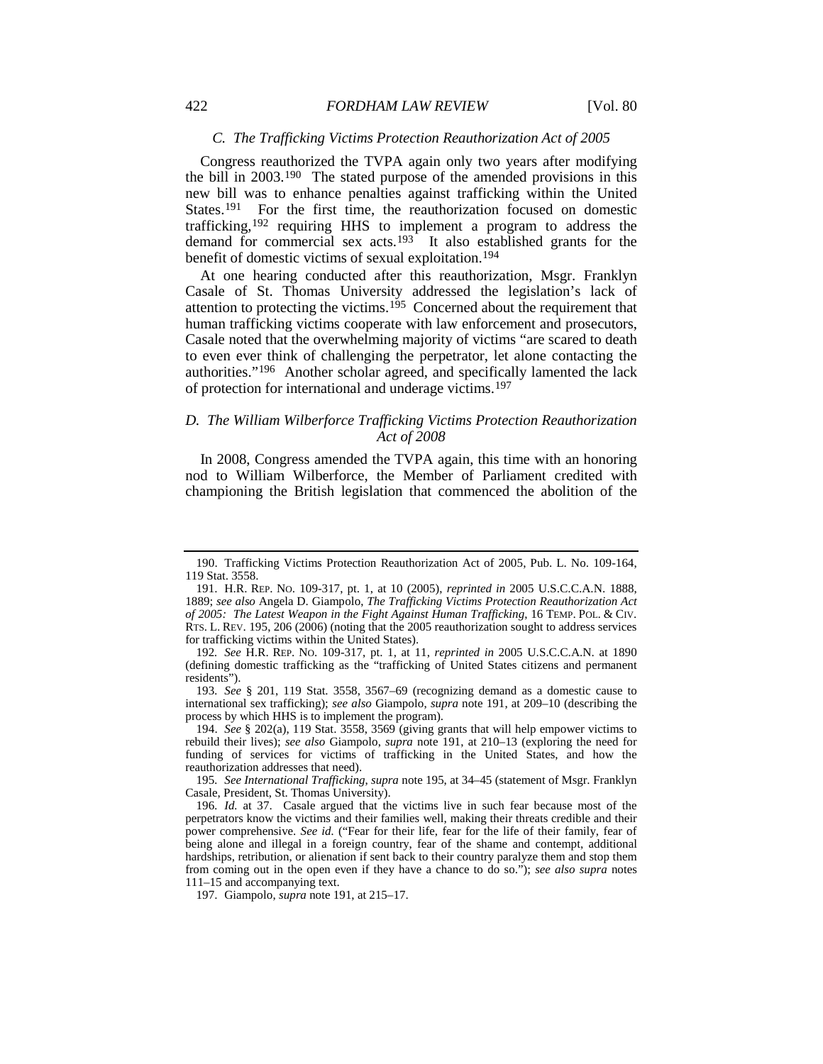### *C. The Trafficking Victims Protection Reauthorization Act of 2005*

Congress reauthorized the TVPA again only two years after modifying the bill in 2003.[190] The stated purpose of the amended provisions in this new bill was to enhance penalties against trafficking within the United States.[191] For the first time, the reauthorization focused on domestic trafficking,[192] requiring HHS to implement a program to address the demand for commercial sex acts.[193] It also established grants for the benefit of domestic victims of sexual exploitation.[194]

At one hearing conducted after this reauthorization, Msgr. Franklyn Casale of St. Thomas University addressed the legislation's lack of attention to protecting the victims.[195] Concerned about the requirement that human trafficking victims cooperate with law enforcement and prosecutors, Casale noted that the overwhelming majority of victims "are scared to death to even ever think of challenging the perpetrator, let alone contacting the authorities."[196] Another scholar agreed, and specifically lamented the lack of protection for international and underage victims.[197]

### *D. The William Wilberforce Trafficking Victims Protection Reauthorization Act of 2008*

In 2008, Congress amended the TVPA again, this time with an honoring nod to William Wilberforce, the Member of Parliament credited with championing the British legislation that commenced the abolition of the

---

190. Trafficking Victims Protection Reauthorization Act of 2005, Pub. L. No. 109-164, 119 Stat. 3558.

191. H.R. REP. NO. 109-317, pt. 1, at 10 (2005), *reprinted in* 2005 U.S.C.C.A.N. 1888, 1889; *see also* Angela D. Giampolo, *The Trafficking Victims Protection Reauthorization Act of 2005: The Latest Weapon in the Fight Against Human Trafficking*, 16 TEMP. POL. & CIV. RTS. L. REV. 195, 206 (2006) (noting that the 2005 reauthorization sought to address services for trafficking victims within the United States).

192. *See* H.R. REP. NO. 109-317, pt. 1, at 11, *reprinted in* 2005 U.S.C.C.A.N. at 1890 (defining domestic trafficking as the "trafficking of United States citizens and permanent residents").

193. *See* § 201, 119 Stat. 3558, 3567–69 (recognizing demand as a domestic cause to international sex trafficking); *see also* Giampolo, *supra* note 191, at 209–10 (describing the process by which HHS is to implement the program).

194. *See* § 202(a), 119 Stat. 3558, 3569 (giving grants that will help empower victims to rebuild their lives); *see also* Giampolo, *supra* note 191, at 210–13 (exploring the need for funding of services for victims of trafficking in the United States, and how the reauthorization addresses that need).

195. *See International Trafficking*, *supra* note 195, at 34–45 (statement of Msgr. Franklyn Casale, President, St. Thomas University).

196. *Id.* at 37. Casale argued that the victims live in such fear because most of the perpetrators know the victims and their families well, making their threats credible and their power comprehensive. *See id.* ("Fear for their life, fear for the life of their family, fear of being alone and illegal in a foreign country, fear of the shame and contempt, additional hardships, retribution, or alienation if sent back to their country paralyze them and stop them from coming out in the open even if they have a chance to do so."); *see also supra* notes 111–15 and accompanying text.

197. Giampolo, *supra* note 191, at 215–17.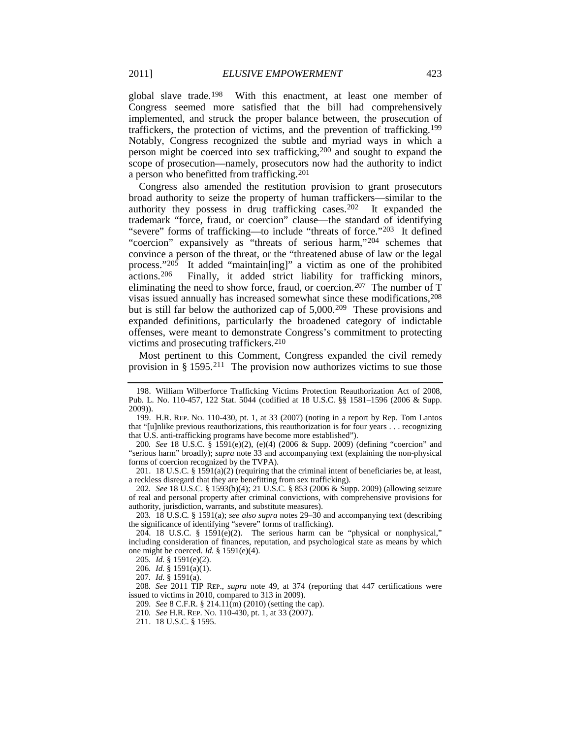global slave trade.[198] With this enactment, at least one member of Congress seemed more satisfied that the bill had comprehensively implemented, and struck the proper balance between, the prosecution of traffickers, the protection of victims, and the prevention of trafficking.[199] Notably, Congress recognized the subtle and myriad ways in which a person might be coerced into sex trafficking,[200] and sought to expand the scope of prosecution—namely, prosecutors now had the authority to indict a person who benefitted from trafficking.[201]

Congress also amended the restitution provision to grant prosecutors broad authority to seize the property of human traffickers—similar to the authority they possess in drug trafficking cases.[202] It expanded the trademark "force, fraud, or coercion" clause—the standard of identifying "severe" forms of trafficking—to include "threats of force."[203] It defined "coercion" expansively as "threats of serious harm,"[204] schemes that convince a person of the threat, or the "threatened abuse of law or the legal process."[205] It added "maintain[ing]" a victim as one of the prohibited actions.[206] Finally, it added strict liability for trafficking minors, eliminating the need to show force, fraud, or coercion.[207] The number of T visas issued annually has increased somewhat since these modifications,[208] but is still far below the authorized cap of 5,000.[209] These provisions and expanded definitions, particularly the broadened category of indictable offenses, were meant to demonstrate Congress's commitment to protecting victims and prosecuting traffickers.[210]

Most pertinent to this Comment, Congress expanded the civil remedy provision in § 1595.[211] The provision now authorizes victims to sue those

---

198. William Wilberforce Trafficking Victims Protection Reauthorization Act of 2008, Pub. L. No. 110-457, 122 Stat. 5044 (codified at 18 U.S.C. §§ 1581–1596 (2006 & Supp. 2009)).

199. H.R. REP. NO. 110-430, pt. 1, at 33 (2007) (noting in a report by Rep. Tom Lantos that "[u]nlike previous reauthorizations, this reauthorization is for four years . . . recognizing that U.S. anti-trafficking programs have become more established").

200. *See* 18 U.S.C. § 1591(e)(2), (e)(4) (2006 & Supp. 2009) (defining "coercion" and "serious harm" broadly); *supra* note 33 and accompanying text (explaining the non-physical forms of coercion recognized by the TVPA).

201. 18 U.S.C. § 1591(a)(2) (requiring that the criminal intent of beneficiaries be, at least, a reckless disregard that they are benefitting from sex trafficking).

202. *See* 18 U.S.C. § 1593(b)(4); 21 U.S.C. § 853 (2006 & Supp. 2009) (allowing seizure of real and personal property after criminal convictions, with comprehensive provisions for authority, jurisdiction, warrants, and substitute measures).

203. 18 U.S.C. § 1591(a); *see also supra* notes 29–30 and accompanying text (describing the significance of identifying "severe" forms of trafficking).

204. 18 U.S.C. § 1591(e)(2). The serious harm can be "physical or nonphysical," including consideration of finances, reputation, and psychological state as means by which one might be coerced. *Id.* § 1591(e)(4).

205. *Id.* § 1591(e)(2).

206. *Id.* § 1591(a)(1).

207. *Id.* § 1591(a).

208. *See* 2011 TIP REP., *supra* note 49, at 374 (reporting that 447 certifications were issued to victims in 2010, compared to 313 in 2009).

209. *See* 8 C.F.R. § 214.11(m) (2010) (setting the cap).

210. *See* H.R. REP. NO. 110-430, pt. 1, at 33 (2007).

211. 18 U.S.C. § 1595.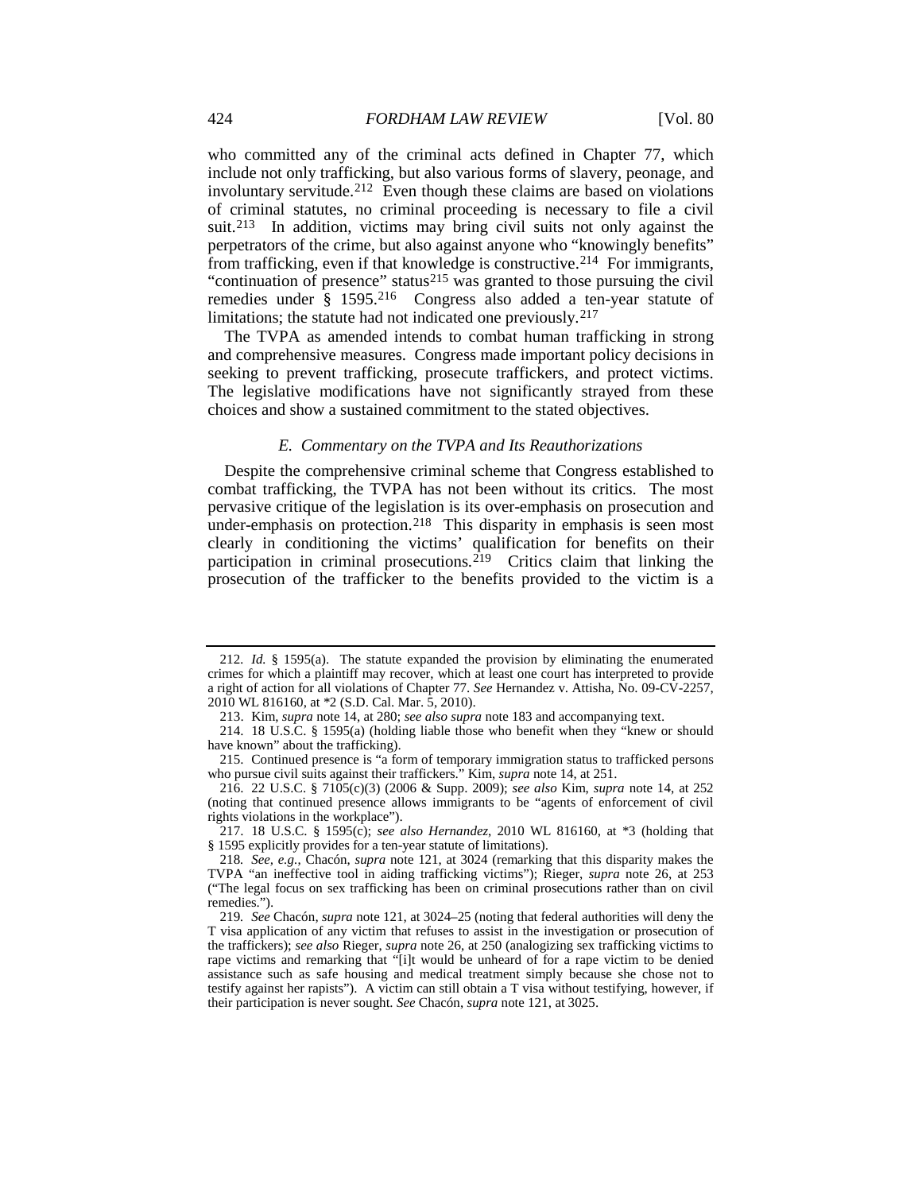who committed any of the criminal acts defined in Chapter 77, which include not only trafficking, but also various forms of slavery, peonage, and involuntary servitude.[212] Even though these claims are based on violations of criminal statutes, no criminal proceeding is necessary to file a civil suit.[213] In addition, victims may bring civil suits not only against the perpetrators of the crime, but also against anyone who "knowingly benefits" from trafficking, even if that knowledge is constructive.[214] For immigrants, "continuation of presence" status[215] was granted to those pursuing the civil remedies under § 1595.[216] Congress also added a ten-year statute of limitations; the statute had not indicated one previously.[217]

The TVPA as amended intends to combat human trafficking in strong and comprehensive measures. Congress made important policy decisions in seeking to prevent trafficking, prosecute traffickers, and protect victims. The legislative modifications have not significantly strayed from these choices and show a sustained commitment to the stated objectives.

### *E. Commentary on the TVPA and Its Reauthorizations*

Despite the comprehensive criminal scheme that Congress established to combat trafficking, the TVPA has not been without its critics. The most pervasive critique of the legislation is its over-emphasis on prosecution and under-emphasis on protection.[218] This disparity in emphasis is seen most clearly in conditioning the victims' qualification for benefits on their participation in criminal prosecutions.[219] Critics claim that linking the prosecution of the trafficker to the benefits provided to the victim is a

---

212. *Id.* § 1595(a). The statute expanded the provision by eliminating the enumerated crimes for which a plaintiff may recover, which at least one court has interpreted to provide a right of action for all violations of Chapter 77. *See* Hernandez v. Attisha, No. 09-CV-2257, 2010 WL 816160, at *2 (S.D. Cal. Mar. 5, 2010).

213. Kim, *supra* note 14, at 280; *see also supra* note 183 and accompanying text.

214. 18 U.S.C. § 1595(a) (holding liable those who benefit when they "knew or should have known" about the trafficking).

215. Continued presence is "a form of temporary immigration status to trafficked persons who pursue civil suits against their traffickers." Kim, *supra* note 14, at 251.

216. 22 U.S.C. § 7105(c)(3) (2006 & Supp. 2009); *see also* Kim, *supra* note 14, at 252 (noting that continued presence allows immigrants to be "agents of enforcement of civil rights violations in the workplace").

217. 18 U.S.C. § 1595(c); *see also Hernandez*, 2010 WL 816160, at *3 (holding that § 1595 explicitly provides for a ten-year statute of limitations).

218. *See, e.g.*, Chacón, *supra* note 121, at 3024 (remarking that this disparity makes the TVPA "an ineffective tool in aiding trafficking victims"); Rieger, *supra* note 26, at 253 ("The legal focus on sex trafficking has been on criminal prosecutions rather than on civil remedies.").

219. *See* Chacón, *supra* note 121, at 3024–25 (noting that federal authorities will deny the T visa application of any victim that refuses to assist in the investigation or prosecution of the traffickers); *see also* Rieger, *supra* note 26, at 250 (analogizing sex trafficking victims to rape victims and remarking that "[i]t would be unheard of for a rape victim to be denied assistance such as safe housing and medical treatment simply because she chose not to testify against her rapists"). A victim can still obtain a T visa without testifying, however, if their participation is never sought. *See* Chacón, *supra* note 121, at 3025.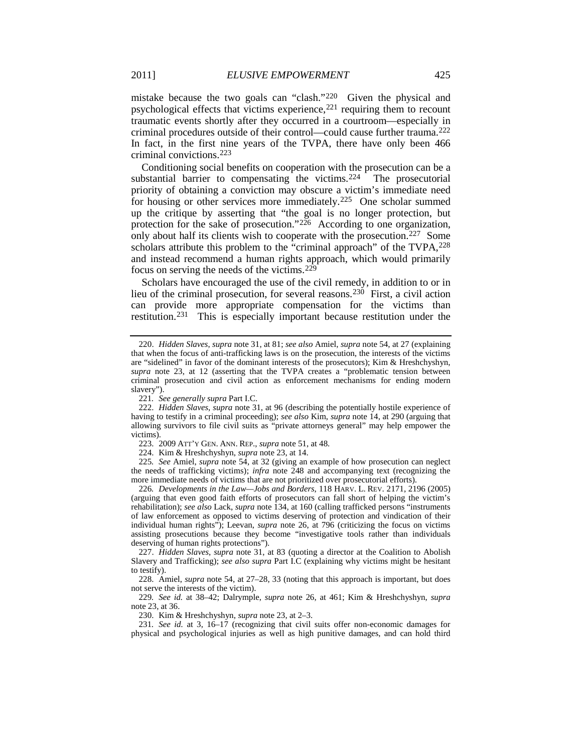mistake because the two goals can "clash."[220] Given the physical and psychological effects that victims experience,[221] requiring them to recount traumatic events shortly after they occurred in a courtroom—especially in criminal procedures outside of their control—could cause further trauma.[222] In fact, in the first nine years of the TVPA, there have only been 466 criminal convictions.[223]

Conditioning social benefits on cooperation with the prosecution can be a substantial barrier to compensating the victims.[224] The prosecutorial priority of obtaining a conviction may obscure a victim's immediate need for housing or other services more immediately.[225] One scholar summed up the critique by asserting that "the goal is no longer protection, but protection for the sake of prosecution."[226] According to one organization, only about half its clients wish to cooperate with the prosecution.[227] Some scholars attribute this problem to the "criminal approach" of the TVPA,[228] and instead recommend a human rights approach, which would primarily focus on serving the needs of the victims.[229]

Scholars have encouraged the use of the civil remedy, in addition to or in lieu of the criminal prosecution, for several reasons.[230] First, a civil action can provide more appropriate compensation for the victims than restitution.[231] This is especially important because restitution under the

---

220. *Hidden Slaves*, *supra* note 31, at 81; *see also* Amiel, *supra* note 54, at 27 (explaining that when the focus of anti-trafficking laws is on the prosecution, the interests of the victims are "sidelined" in favor of the dominant interests of the prosecutors); Kim & Hreshchyshyn, *supra* note 23, at 12 (asserting that the TVPA creates a "problematic tension between criminal prosecution and civil action as enforcement mechanisms for ending modern slavery").

221. *See generally supra* Part I.C.

222. *Hidden Slaves*, *supra* note 31, at 96 (describing the potentially hostile experience of having to testify in a criminal proceeding); *see also* Kim, *supra* note 14, at 290 (arguing that allowing survivors to file civil suits as "private attorneys general" may help empower the victims).

223. 2009 ATT'Y GEN. ANN. REP., *supra* note 51, at 48.

224. Kim & Hreshchyshyn, *supra* note 23, at 14.

225. *See* Amiel, *supra* note 54, at 32 (giving an example of how prosecution can neglect the needs of trafficking victims); *infra* note 248 and accompanying text (recognizing the more immediate needs of victims that are not prioritized over prosecutorial efforts).

226. *Developments in the Law—Jobs and Borders*, 118 HARV. L. REV. 2171, 2196 (2005) (arguing that even good faith efforts of prosecutors can fall short of helping the victim's rehabilitation); *see also* Lack, *supra* note 134, at 160 (calling trafficked persons "instruments of law enforcement as opposed to victims deserving of protection and vindication of their individual human rights"); Leevan, *supra* note 26, at 796 (criticizing the focus on victims assisting prosecutions because they become "investigative tools rather than individuals deserving of human rights protections").

227. *Hidden Slaves*, *supra* note 31, at 83 (quoting a director at the Coalition to Abolish Slavery and Trafficking); *see also supra* Part I.C (explaining why victims might be hesitant to testify).

228. Amiel, *supra* note 54, at 27–28, 33 (noting that this approach is important, but does not serve the interests of the victim).

229. *See id.* at 38–42; Dalrymple, *supra* note 26, at 461; Kim & Hreshchyshyn, *supra* note 23, at 36.

230. Kim & Hreshchyshyn, *supra* note 23, at 2–3.

231. *See id.* at 3, 16–17 (recognizing that civil suits offer non-economic damages for physical and psychological injuries as well as high punitive damages, and can hold third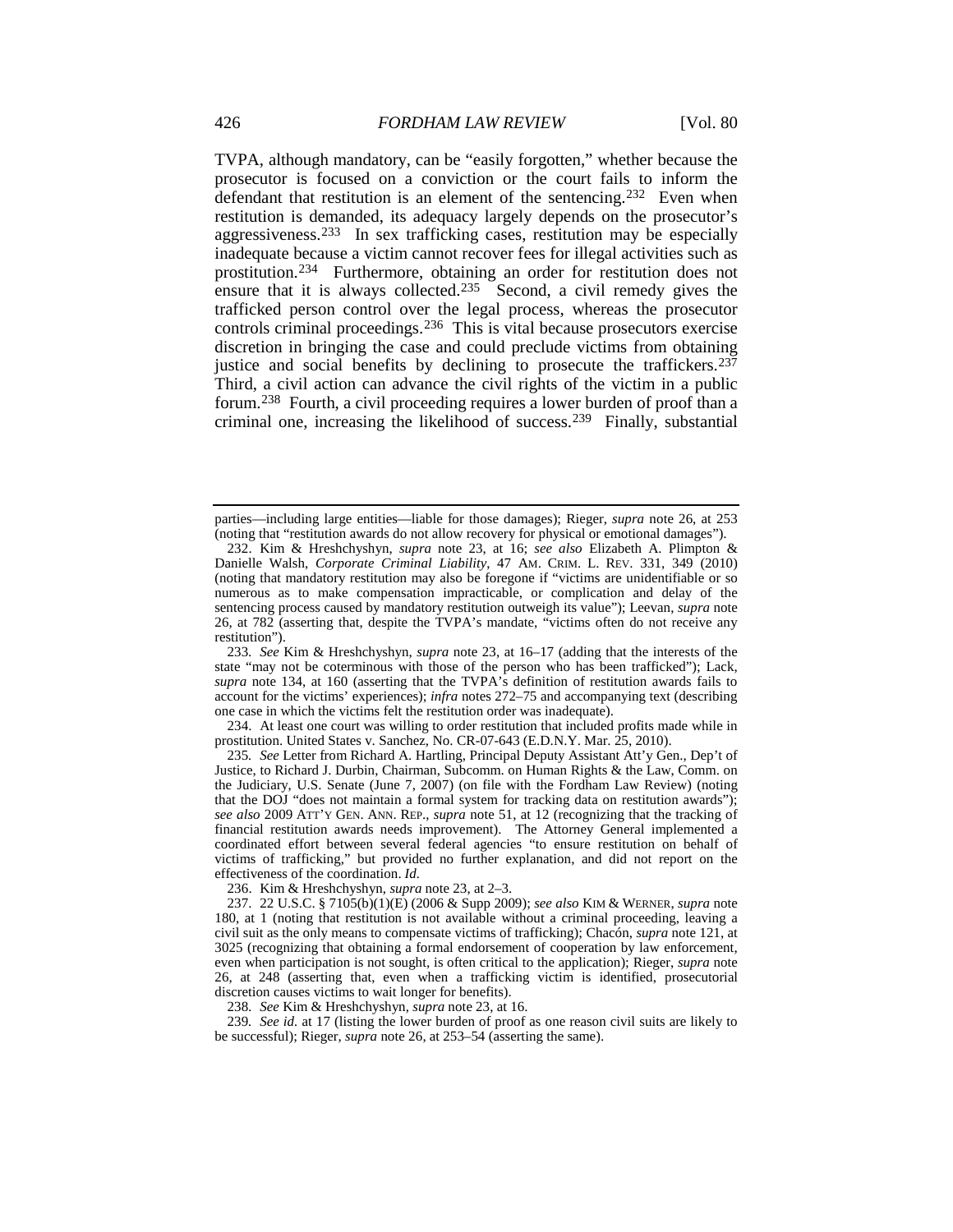TVPA, although mandatory, can be "easily forgotten," whether because the prosecutor is focused on a conviction or the court fails to inform the defendant that restitution is an element of the sentencing.[232] Even when restitution is demanded, its adequacy largely depends on the prosecutor's aggressiveness.[233] In sex trafficking cases, restitution may be especially inadequate because a victim cannot recover fees for illegal activities such as prostitution.[234] Furthermore, obtaining an order for restitution does not ensure that it is always collected.[235] Second, a civil remedy gives the trafficked person control over the legal process, whereas the prosecutor controls criminal proceedings.[236] This is vital because prosecutors exercise discretion in bringing the case and could preclude victims from obtaining justice and social benefits by declining to prosecute the traffickers.[237] Third, a civil action can advance the civil rights of the victim in a public forum.[238] Fourth, a civil proceeding requires a lower burden of proof than a criminal one, increasing the likelihood of success.[239] Finally, substantial

---

parties—including large entities—liable for those damages); Rieger, *supra* note 26, at 253 (noting that "restitution awards do not allow recovery for physical or emotional damages").

232. Kim & Hreshchyshyn, *supra* note 23, at 16; *see also* Elizabeth A. Plimpton & Danielle Walsh, *Corporate Criminal Liability*, 47 AM. CRIM. L. REV. 331, 349 (2010) (noting that mandatory restitution may also be foregone if "victims are unidentifiable or so numerous as to make compensation impracticable, or complication and delay of the sentencing process caused by mandatory restitution outweigh its value"); Leevan, *supra* note 26, at 782 (asserting that, despite the TVPA's mandate, "victims often do not receive any restitution").

233. *See* Kim & Hreshchyshyn, *supra* note 23, at 16–17 (adding that the interests of the state "may not be coterminous with those of the person who has been trafficked"); Lack, *supra* note 134, at 160 (asserting that the TVPA's definition of restitution awards fails to account for the victims' experiences); *infra* notes 272–75 and accompanying text (describing one case in which the victims felt the restitution order was inadequate).

234. At least one court was willing to order restitution that included profits made while in prostitution. United States v. Sanchez, No. CR-07-643 (E.D.N.Y. Mar. 25, 2010).

235. *See* Letter from Richard A. Hartling, Principal Deputy Assistant Att'y Gen., Dep't of Justice, to Richard J. Durbin, Chairman, Subcomm. on Human Rights & the Law, Comm. on the Judiciary, U.S. Senate (June 7, 2007) (on file with the Fordham Law Review) (noting that the DOJ "does not maintain a formal system for tracking data on restitution awards"); *see also* 2009 ATT'Y GEN. ANN. REP., *supra* note 51, at 12 (recognizing that the tracking of financial restitution awards needs improvement). The Attorney General implemented a coordinated effort between several federal agencies "to ensure restitution on behalf of victims of trafficking," but provided no further explanation, and did not report on the effectiveness of the coordination. *Id.*

236. Kim & Hreshchyshyn, *supra* note 23, at 2–3.

237. 22 U.S.C. § 7105(b)(1)(E) (2006 & Supp 2009); *see also* KIM & WERNER, *supra* note 180, at 1 (noting that restitution is not available without a criminal proceeding, leaving a civil suit as the only means to compensate victims of trafficking); Chacón, *supra* note 121, at 3025 (recognizing that obtaining a formal endorsement of cooperation by law enforcement, even when participation is not sought, is often critical to the application); Rieger, *supra* note 26, at 248 (asserting that, even when a trafficking victim is identified, prosecutorial discretion causes victims to wait longer for benefits).

238. *See* Kim & Hreshchyshyn, *supra* note 23, at 16.

239. *See id.* at 17 (listing the lower burden of proof as one reason civil suits are likely to be successful); Rieger, *supra* note 26, at 253–54 (asserting the same).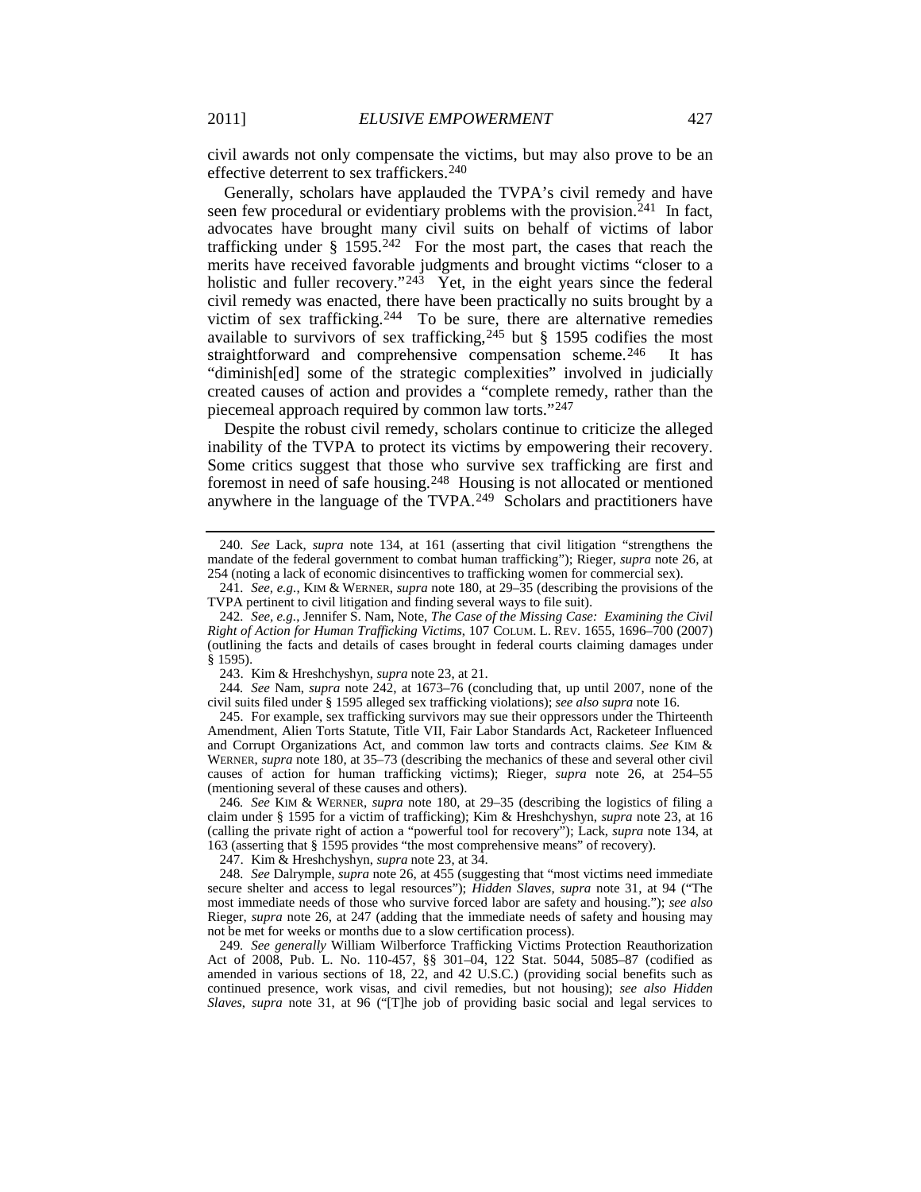civil awards not only compensate the victims, but may also prove to be an effective deterrent to sex traffickers.[240]

Generally, scholars have applauded the TVPA's civil remedy and have seen few procedural or evidentiary problems with the provision.[241] In fact, advocates have brought many civil suits on behalf of victims of labor trafficking under § 1595.[242] For the most part, the cases that reach the merits have received favorable judgments and brought victims "closer to a holistic and fuller recovery."[243] Yet, in the eight years since the federal civil remedy was enacted, there have been practically no suits brought by a victim of sex trafficking.[244] To be sure, there are alternative remedies available to survivors of sex trafficking,[245] but § 1595 codifies the most straightforward and comprehensive compensation scheme.[246] It has "diminish[ed] some of the strategic complexities" involved in judicially created causes of action and provides a "complete remedy, rather than the piecemeal approach required by common law torts."[247]

Despite the robust civil remedy, scholars continue to criticize the alleged inability of the TVPA to protect its victims by empowering their recovery. Some critics suggest that those who survive sex trafficking are first and foremost in need of safe housing.[248] Housing is not allocated or mentioned anywhere in the language of the TVPA.[249] Scholars and practitioners have

---

240. *See* Lack, *supra* note 134, at 161 (asserting that civil litigation "strengthens the mandate of the federal government to combat human trafficking"); Rieger, *supra* note 26, at 254 (noting a lack of economic disincentives to trafficking women for commercial sex).

241. *See, e.g.*, KIM & WERNER, *supra* note 180, at 29–35 (describing the provisions of the TVPA pertinent to civil litigation and finding several ways to file suit).

242. *See, e.g.*, Jennifer S. Nam, Note, *The Case of the Missing Case: Examining the Civil Right of Action for Human Trafficking Victims*, 107 COLUM. L. REV. 1655, 1696–700 (2007) (outlining the facts and details of cases brought in federal courts claiming damages under § 1595).

243. Kim & Hreshchyshyn, *supra* note 23, at 21.

244. *See* Nam, *supra* note 242, at 1673–76 (concluding that, up until 2007, none of the civil suits filed under § 1595 alleged sex trafficking violations); *see also supra* note 16.

245. For example, sex trafficking survivors may sue their oppressors under the Thirteenth Amendment, Alien Torts Statute, Title VII, Fair Labor Standards Act, Racketeer Influenced and Corrupt Organizations Act, and common law torts and contracts claims. *See* KIM & WERNER, *supra* note 180, at 35–73 (describing the mechanics of these and several other civil causes of action for human trafficking victims); Rieger, *supra* note 26, at 254–55 (mentioning several of these causes and others).

246. *See* KIM & WERNER, *supra* note 180, at 29–35 (describing the logistics of filing a claim under § 1595 for a victim of trafficking); Kim & Hreshchyshyn, *supra* note 23, at 16 (calling the private right of action a "powerful tool for recovery"); Lack, *supra* note 134, at 163 (asserting that § 1595 provides "the most comprehensive means" of recovery).

247. Kim & Hreshchyshyn, *supra* note 23, at 34.

248. *See* Dalrymple, *supra* note 26, at 455 (suggesting that "most victims need immediate secure shelter and access to legal resources"); *Hidden Slaves*, *supra* note 31, at 94 ("The most immediate needs of those who survive forced labor are safety and housing."); *see also* Rieger, *supra* note 26, at 247 (adding that the immediate needs of safety and housing may not be met for weeks or months due to a slow certification process).

249. *See generally* William Wilberforce Trafficking Victims Protection Reauthorization Act of 2008, Pub. L. No. 110-457, §§ 301–04, 122 Stat. 5044, 5085–87 (codified as amended in various sections of 18, 22, and 42 U.S.C.) (providing social benefits such as continued presence, work visas, and civil remedies, but not housing); *see also Hidden Slaves*, *supra* note 31, at 96 ("[T]he job of providing basic social and legal services to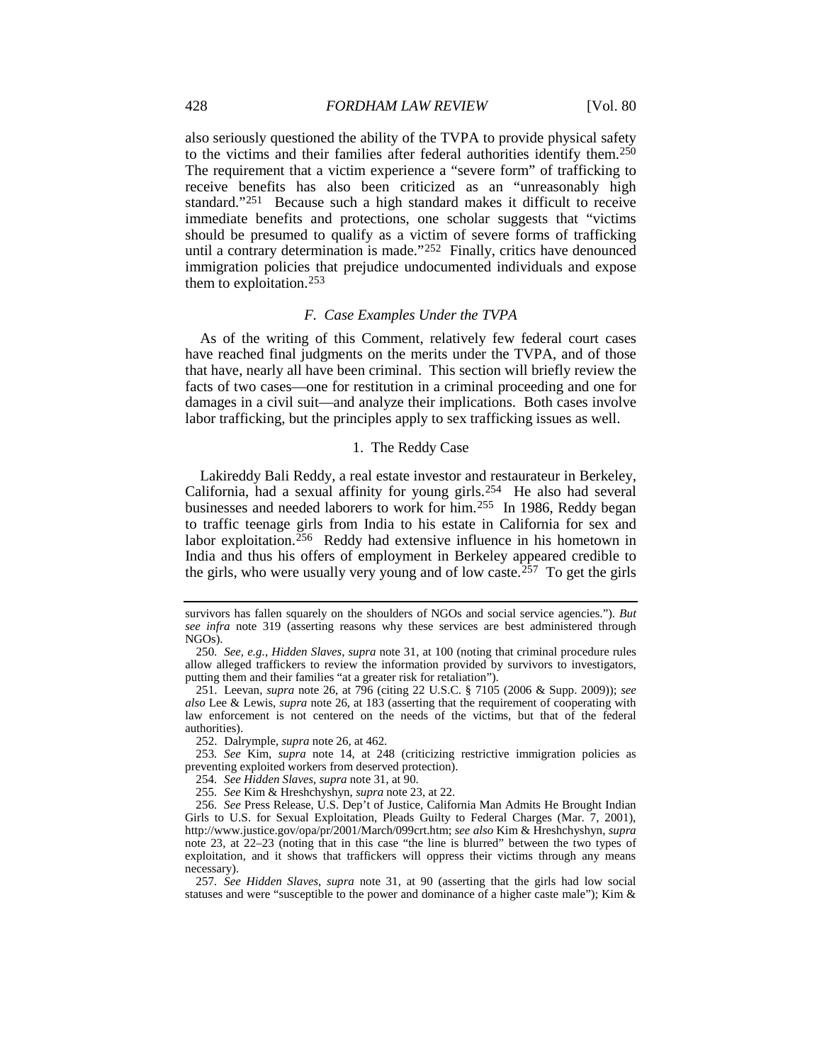also seriously questioned the ability of the TVPA to provide physical safety to the victims and their families after federal authorities identify them.[250] The requirement that a victim experience a "severe form" of trafficking to receive benefits has also been criticized as an "unreasonably high standard."[251] Because such a high standard makes it difficult to receive immediate benefits and protections, one scholar suggests that "victims should be presumed to qualify as a victim of severe forms of trafficking until a contrary determination is made."[252] Finally, critics have denounced immigration policies that prejudice undocumented individuals and expose them to exploitation.[253]

### *F. Case Examples Under the TVPA*

As of the writing of this Comment, relatively few federal court cases have reached final judgments on the merits under the TVPA, and of those that have, nearly all have been criminal. This section will briefly review the facts of two cases—one for restitution in a criminal proceeding and one for damages in a civil suit—and analyze their implications. Both cases involve labor trafficking, but the principles apply to sex trafficking issues as well.

#### 1. The Reddy Case

Lakireddy Bali Reddy, a real estate investor and restaurateur in Berkeley, California, had a sexual affinity for young girls.[254] He also had several businesses and needed laborers to work for him.[255] In 1986, Reddy began to traffic teenage girls from India to his estate in California for sex and labor exploitation.[256] Reddy had extensive influence in his hometown in India and thus his offers of employment in Berkeley appeared credible to the girls, who were usually very young and of low caste.[257] To get the girls

---

survivors has fallen squarely on the shoulders of NGOs and social service agencies."). *But see infra* note 319 (asserting reasons why these services are best administered through NGOs).

250. *See, e.g.*, *Hidden Slaves*, *supra* note 31, at 100 (noting that criminal procedure rules allow alleged traffickers to review the information provided by survivors to investigators, putting them and their families "at a greater risk for retaliation").

251. Leevan, *supra* note 26, at 796 (citing 22 U.S.C. § 7105 (2006 & Supp. 2009)); *see also* Lee & Lewis, *supra* note 26, at 183 (asserting that the requirement of cooperating with law enforcement is not centered on the needs of the victims, but that of the federal authorities).

252. Dalrymple, *supra* note 26, at 462.

253. *See* Kim, *supra* note 14, at 248 (criticizing restrictive immigration policies as preventing exploited workers from deserved protection).

254. *See Hidden Slaves*, *supra* note 31, at 90.

255. *See* Kim & Hreshchyshyn, *supra* note 23, at 22.

256. *See* Press Release, U.S. Dep't of Justice, California Man Admits He Brought Indian Girls to U.S. for Sexual Exploitation, Pleads Guilty to Federal Charges (Mar. 7, 2001), http://www.justice.gov/opa/pr/2001/March/099crt.htm; *see also* Kim & Hreshchyshyn, *supra* note 23, at 22–23 (noting that in this case "the line is blurred" between the two types of exploitation, and it shows that traffickers will oppress their victims through any means necessary).

257. *See Hidden Slaves*, *supra* note 31, at 90 (asserting that the girls had low social statuses and were "susceptible to the power and dominance of a higher caste male"); Kim &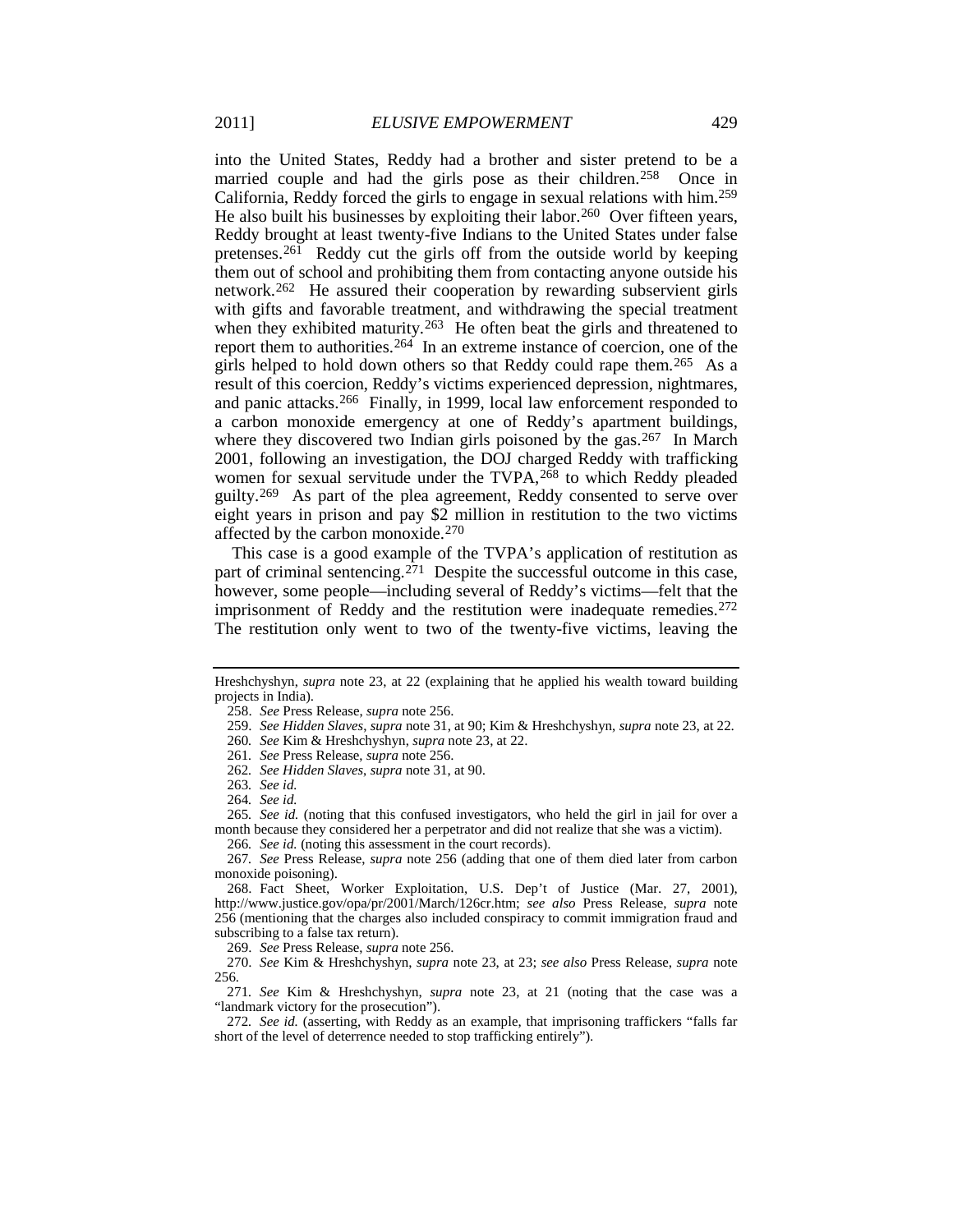into the United States, Reddy had a brother and sister pretend to be a married couple and had the girls pose as their children.[258] Once in California, Reddy forced the girls to engage in sexual relations with him.[259] He also built his businesses by exploiting their labor.[260] Over fifteen years, Reddy brought at least twenty-five Indians to the United States under false pretenses.[261] Reddy cut the girls off from the outside world by keeping them out of school and prohibiting them from contacting anyone outside his network.[262] He assured their cooperation by rewarding subservient girls with gifts and favorable treatment, and withdrawing the special treatment when they exhibited maturity.[263] He often beat the girls and threatened to report them to authorities.[264] In an extreme instance of coercion, one of the girls helped to hold down others so that Reddy could rape them.[265] As a result of this coercion, Reddy's victims experienced depression, nightmares, and panic attacks.[266] Finally, in 1999, local law enforcement responded to a carbon monoxide emergency at one of Reddy's apartment buildings, where they discovered two Indian girls poisoned by the gas.[267] In March 2001, following an investigation, the DOJ charged Reddy with trafficking women for sexual servitude under the TVPA,[268] to which Reddy pleaded guilty.[269] As part of the plea agreement, Reddy consented to serve over eight years in prison and pay $2 million in restitution to the two victims affected by the carbon monoxide.[270]

This case is a good example of the TVPA's application of restitution as part of criminal sentencing.[271] Despite the successful outcome in this case, however, some people—including several of Reddy's victims—felt that the imprisonment of Reddy and the restitution were inadequate remedies.[272] The restitution only went to two of the twenty-five victims, leaving the

---

Hreshchyshyn, *supra* note 23, at 22 (explaining that he applied his wealth toward building projects in India).

258. *See* Press Release, *supra* note 256.

259. *See Hidden Slaves*, *supra* note 31, at 90; Kim & Hreshchyshyn, *supra* note 23, at 22.

260. *See* Kim & Hreshchyshyn, *supra* note 23, at 22.

261. *See* Press Release, *supra* note 256.

262. *See Hidden Slaves*, *supra* note 31, at 90.

263. *See id.*

264. *See id.*

265. *See id.* (noting that this confused investigators, who held the girl in jail for over a month because they considered her a perpetrator and did not realize that she was a victim).

266. *See id.* (noting this assessment in the court records).

267. *See* Press Release, *supra* note 256 (adding that one of them died later from carbon monoxide poisoning).

268. Fact Sheet, Worker Exploitation, U.S. Dep't of Justice (Mar. 27, 2001), http://www.justice.gov/opa/pr/2001/March/126cr.htm; *see also* Press Release, *supra* note 256 (mentioning that the charges also included conspiracy to commit immigration fraud and subscribing to a false tax return).

269. *See* Press Release, *supra* note 256.

270. *See* Kim & Hreshchyshyn, *supra* note 23, at 23; *see also* Press Release, *supra* note 256.

271. *See* Kim & Hreshchyshyn, *supra* note 23, at 21 (noting that the case was a "landmark victory for the prosecution").

272. *See id.* (asserting, with Reddy as an example, that imprisoning traffickers "falls far short of the level of deterrence needed to stop trafficking entirely").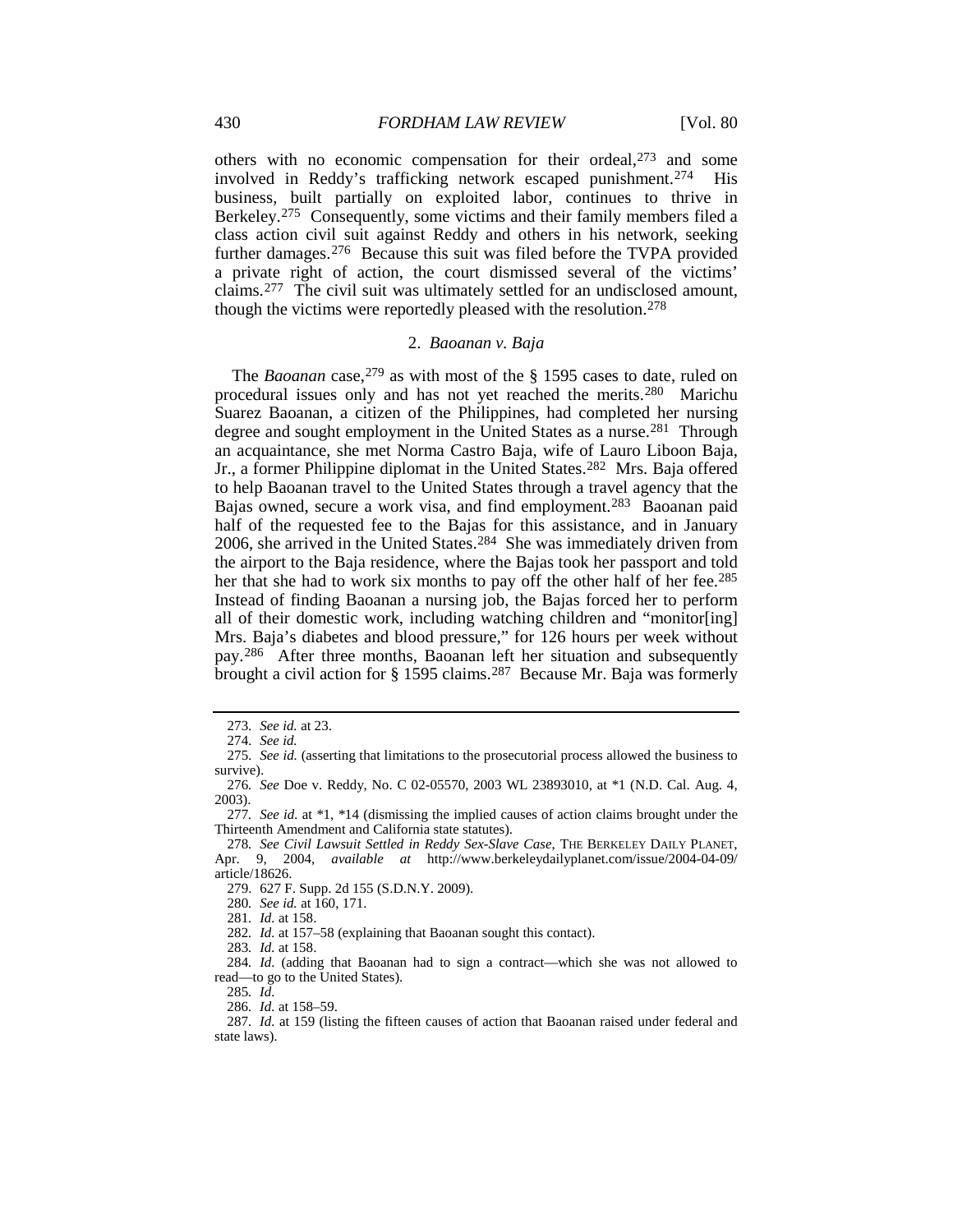others with no economic compensation for their ordeal,[273] and some involved in Reddy's trafficking network escaped punishment.[274] His business, built partially on exploited labor, continues to thrive in Berkeley.[275] Consequently, some victims and their family members filed a class action civil suit against Reddy and others in his network, seeking further damages.[276] Because this suit was filed before the TVPA provided a private right of action, the court dismissed several of the victims' claims.[277] The civil suit was ultimately settled for an undisclosed amount, though the victims were reportedly pleased with the resolution.[278]

### 2. *Baoanan v. Baja*

The *Baoanan* case,[279] as with most of the § 1595 cases to date, ruled on procedural issues only and has not yet reached the merits.[280] Marichu Suarez Baoanan, a citizen of the Philippines, had completed her nursing degree and sought employment in the United States as a nurse.[281] Through an acquaintance, she met Norma Castro Baja, wife of Lauro Liboon Baja, Jr., a former Philippine diplomat in the United States.[282] Mrs. Baja offered to help Baoanan travel to the United States through a travel agency that the Bajas owned, secure a work visa, and find employment.[283] Baoanan paid half of the requested fee to the Bajas for this assistance, and in January 2006, she arrived in the United States.[284] She was immediately driven from the airport to the Baja residence, where the Bajas took her passport and told her that she had to work six months to pay off the other half of her fee.[285] Instead of finding Baoanan a nursing job, the Bajas forced her to perform all of their domestic work, including watching children and "monitor[ing] Mrs. Baja's diabetes and blood pressure," for 126 hours per week without pay.[286] After three months, Baoanan left her situation and subsequently brought a civil action for § 1595 claims.[287] Because Mr. Baja was formerly

---

273. *See id.* at 23.

274. *See id.*

275. *See id.* (asserting that limitations to the prosecutorial process allowed the business to survive).

276. *See* Doe v. Reddy, No. C 02-05570, 2003 WL 23893010, at *1 (N.D. Cal. Aug. 4, 2003).

277. *See id.* at *1, *14 (dismissing the implied causes of action claims brought under the Thirteenth Amendment and California state statutes).

278. *See Civil Lawsuit Settled in Reddy Sex-Slave Case*, THE BERKELEY DAILY PLANET, Apr. 9, 2004, *available at* http://www.berkeleydailyplanet.com/issue/2004-04-09/article/18626.

279. 627 F. Supp. 2d 155 (S.D.N.Y. 2009).

280. *See id.* at 160, 171.

281. *Id.* at 158.

282. *Id.* at 157–58 (explaining that Baoanan sought this contact).

283. *Id.* at 158.

284. *Id.* (adding that Baoanan had to sign a contract—which she was not allowed to read—to go to the United States).

285. *Id.*

286. *Id.* at 158–59.

287. *Id.* at 159 (listing the fifteen causes of action that Baoanan raised under federal and state laws).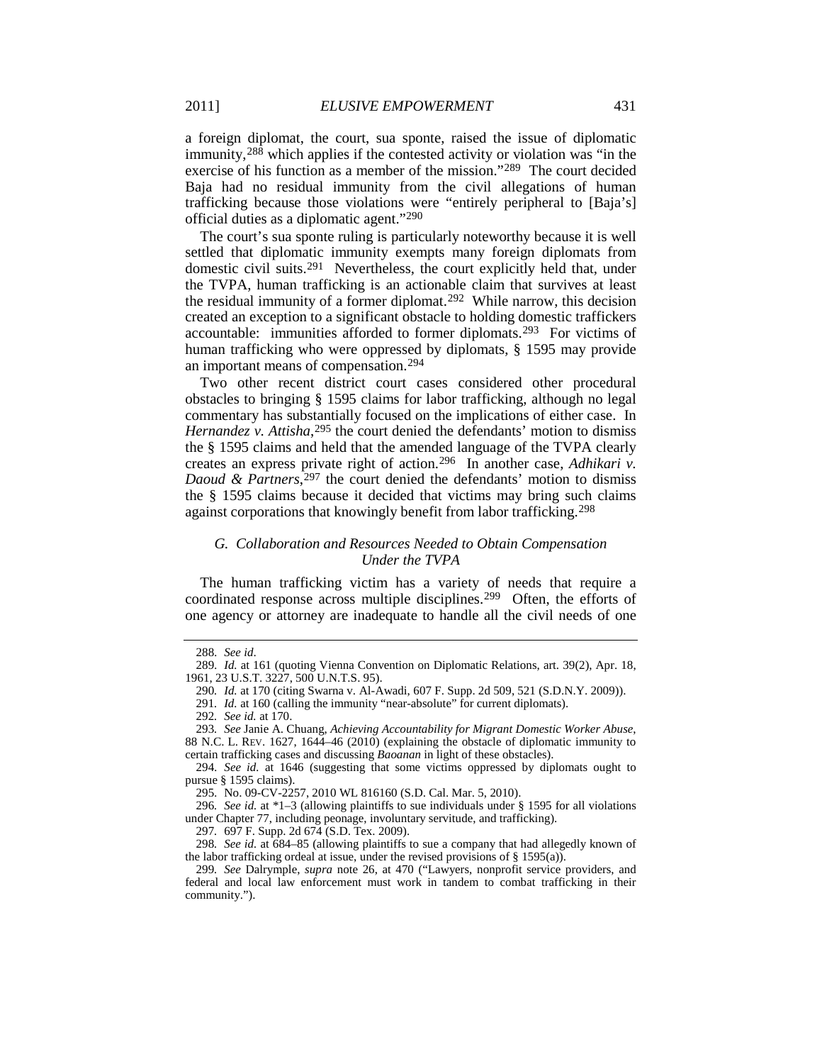a foreign diplomat, the court, sua sponte, raised the issue of diplomatic immunity,[288] which applies if the contested activity or violation was "in the exercise of his function as a member of the mission."[289] The court decided Baja had no residual immunity from the civil allegations of human trafficking because those violations were "entirely peripheral to [Baja's] official duties as a diplomatic agent."[290]

The court's sua sponte ruling is particularly noteworthy because it is well settled that diplomatic immunity exempts many foreign diplomats from domestic civil suits.[291] Nevertheless, the court explicitly held that, under the TVPA, human trafficking is an actionable claim that survives at least the residual immunity of a former diplomat.[292] While narrow, this decision created an exception to a significant obstacle to holding domestic traffickers accountable: immunities afforded to former diplomats.[293] For victims of human trafficking who were oppressed by diplomats, § 1595 may provide an important means of compensation.[294]

Two other recent district court cases considered other procedural obstacles to bringing § 1595 claims for labor trafficking, although no legal commentary has substantially focused on the implications of either case. In *Hernandez v. Attisha*,[295] the court denied the defendants' motion to dismiss the § 1595 claims and held that the amended language of the TVPA clearly creates an express private right of action.[296] In another case, *Adhikari v. Daoud & Partners*,[297] the court denied the defendants' motion to dismiss the § 1595 claims because it decided that victims may bring such claims against corporations that knowingly benefit from labor trafficking.[298]

### *G. Collaboration and Resources Needed to Obtain Compensation Under the TVPA*

The human trafficking victim has a variety of needs that require a coordinated response across multiple disciplines.[299] Often, the efforts of one agency or attorney are inadequate to handle all the civil needs of one

---

288. *See id*.

289. *Id.* at 161 (quoting Vienna Convention on Diplomatic Relations, art. 39(2), Apr. 18, 1961, 23 U.S.T. 3227, 500 U.N.T.S. 95).

290. *Id.* at 170 (citing Swarna v. Al-Awadi, 607 F. Supp. 2d 509, 521 (S.D.N.Y. 2009)).

291. *Id.* at 160 (calling the immunity "near-absolute" for current diplomats).

292. *See id.* at 170.

293. *See* Janie A. Chuang, *Achieving Accountability for Migrant Domestic Worker Abuse*, 88 N.C. L. REV. 1627, 1644–46 (2010) (explaining the obstacle of diplomatic immunity to certain trafficking cases and discussing *Baoanan* in light of these obstacles).

294. *See id.* at 1646 (suggesting that some victims oppressed by diplomats ought to pursue § 1595 claims).

295. No. 09-CV-2257, 2010 WL 816160 (S.D. Cal. Mar. 5, 2010).

296. *See id.* at *1–3 (allowing plaintiffs to sue individuals under § 1595 for all violations under Chapter 77, including peonage, involuntary servitude, and trafficking).

297. 697 F. Supp. 2d 674 (S.D. Tex. 2009).

298. *See id.* at 684–85 (allowing plaintiffs to sue a company that had allegedly known of the labor trafficking ordeal at issue, under the revised provisions of § 1595(a)).

299. *See* Dalrymple, *supra* note 26, at 470 ("Lawyers, nonprofit service providers, and federal and local law enforcement must work in tandem to combat trafficking in their community.").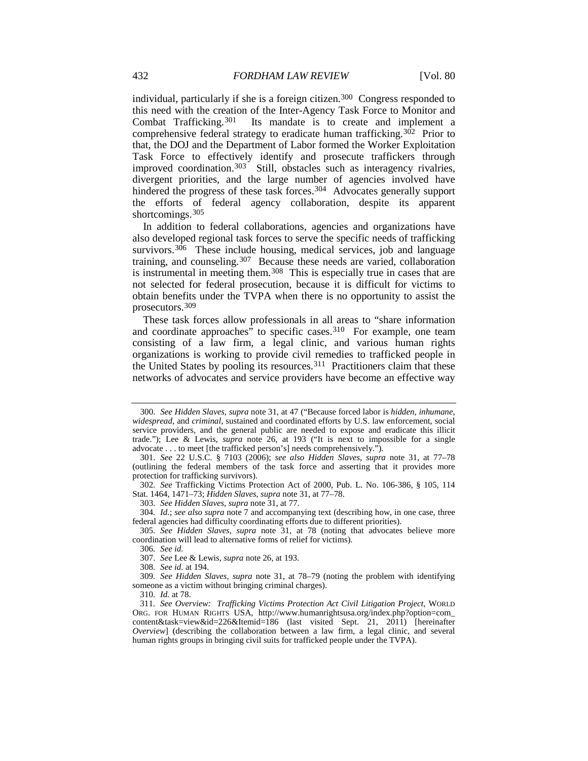individual, particularly if she is a foreign citizen.[300] Congress responded to this need with the creation of the Inter-Agency Task Force to Monitor and Combat Trafficking.[301] Its mandate is to create and implement a comprehensive federal strategy to eradicate human trafficking.[302] Prior to that, the DOJ and the Department of Labor formed the Worker Exploitation Task Force to effectively identify and prosecute traffickers through improved coordination.[303] Still, obstacles such as interagency rivalries, divergent priorities, and the large number of agencies involved have hindered the progress of these task forces.[304] Advocates generally support the efforts of federal agency collaboration, despite its apparent shortcomings.[305]

In addition to federal collaborations, agencies and organizations have also developed regional task forces to serve the specific needs of trafficking survivors.[306] These include housing, medical services, job and language training, and counseling.[307] Because these needs are varied, collaboration is instrumental in meeting them.[308] This is especially true in cases that are not selected for federal prosecution, because it is difficult for victims to obtain benefits under the TVPA when there is no opportunity to assist the prosecutors.[309]

These task forces allow professionals in all areas to "share information and coordinate approaches" to specific cases.[310] For example, one team consisting of a law firm, a legal clinic, and various human rights organizations is working to provide civil remedies to trafficked people in the United States by pooling its resources.[311] Practitioners claim that these networks of advocates and service providers have become an effective way

---

300. *See Hidden Slaves*, *supra* note 31, at 47 ("Because forced labor is *hidden*, *inhumane*, *widespread*, and *criminal*, sustained and coordinated efforts by U.S. law enforcement, social service providers, and the general public are needed to expose and eradicate this illicit trade."); Lee & Lewis, *supra* note 26, at 193 ("It is next to impossible for a single advocate . . . to meet [the trafficked person's] needs comprehensively.").

301. *See* 22 U.S.C. § 7103 (2006); *see also Hidden Slaves*, *supra* note 31, at 77–78 (outlining the federal members of the task force and asserting that it provides more protection for trafficking survivors).

302. *See* Trafficking Victims Protection Act of 2000, Pub. L. No. 106-386, § 105, 114 Stat. 1464, 1471–73; *Hidden Slaves*, *supra* note 31, at 77–78.

303. *See Hidden Slaves*, *supra* note 31, at 77.

304. *Id.*; *see also supra* note 7 and accompanying text (describing how, in one case, three federal agencies had difficulty coordinating efforts due to different priorities).

305. *See Hidden Slaves*, *supra* note 31, at 78 (noting that advocates believe more coordination will lead to alternative forms of relief for victims).

306. *See id.*

307. *See* Lee & Lewis, *supra* note 26, at 193.

308. *See id.* at 194.

309. *See Hidden Slaves*, *supra* note 31, at 78–79 (noting the problem with identifying someone as a victim without bringing criminal charges).

310. *Id.* at 78.

311. *See Overview: Trafficking Victims Protection Act Civil Litigation Project*, WORLD ORG. FOR HUMAN RIGHTS USA, http://www.humanrightsusa.org/index.php?option=com_content&task=view&id=226&Itemid=186 (last visited Sept. 21, 2011) [hereinafter *Overview*] (describing the collaboration between a law firm, a legal clinic, and several human rights groups in bringing civil suits for trafficked people under the TVPA).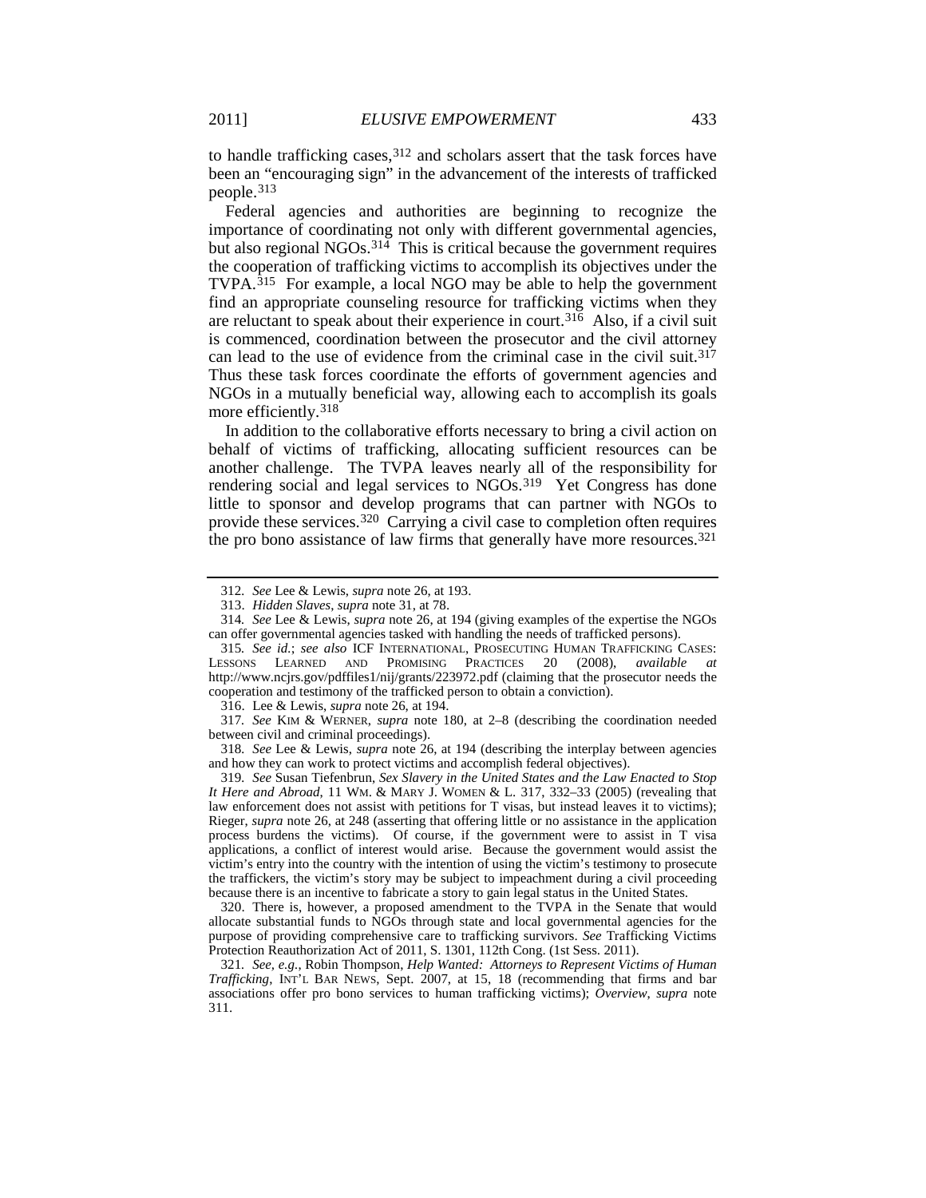to handle trafficking cases,[312] and scholars assert that the task forces have been an "encouraging sign" in the advancement of the interests of trafficked people.[313]

Federal agencies and authorities are beginning to recognize the importance of coordinating not only with different governmental agencies, but also regional NGOs.[314] This is critical because the government requires the cooperation of trafficking victims to accomplish its objectives under the TVPA.[315] For example, a local NGO may be able to help the government find an appropriate counseling resource for trafficking victims when they are reluctant to speak about their experience in court.[316] Also, if a civil suit is commenced, coordination between the prosecutor and the civil attorney can lead to the use of evidence from the criminal case in the civil suit.[317] Thus these task forces coordinate the efforts of government agencies and NGOs in a mutually beneficial way, allowing each to accomplish its goals more efficiently.[318]

In addition to the collaborative efforts necessary to bring a civil action on behalf of victims of trafficking, allocating sufficient resources can be another challenge. The TVPA leaves nearly all of the responsibility for rendering social and legal services to NGOs.[319] Yet Congress has done little to sponsor and develop programs that can partner with NGOs to provide these services.[320] Carrying a civil case to completion often requires the pro bono assistance of law firms that generally have more resources.[321]

---

312. *See* Lee & Lewis, *supra* note 26, at 193.

313. *Hidden Slaves*, *supra* note 31, at 78.

314. *See* Lee & Lewis, *supra* note 26, at 194 (giving examples of the expertise the NGOs can offer governmental agencies tasked with handling the needs of trafficked persons).

315. *See id.*; *see also* ICF INTERNATIONAL, PROSECUTING HUMAN TRAFFICKING CASES: LESSONS LEARNED AND PROMISING PRACTICES 20 (2008), *available at* http://www.ncjrs.gov/pdffiles1/nij/grants/223972.pdf (claiming that the prosecutor needs the cooperation and testimony of the trafficked person to obtain a conviction).

316. Lee & Lewis, *supra* note 26, at 194.

317. *See* KIM & WERNER, *supra* note 180, at 2–8 (describing the coordination needed between civil and criminal proceedings).

318. *See* Lee & Lewis, *supra* note 26, at 194 (describing the interplay between agencies and how they can work to protect victims and accomplish federal objectives).

319. *See* Susan Tiefenbrun, *Sex Slavery in the United States and the Law Enacted to Stop It Here and Abroad*, 11 WM. & MARY J. WOMEN & L. 317, 332–33 (2005) (revealing that law enforcement does not assist with petitions for T visas, but instead leaves it to victims); Rieger, *supra* note 26, at 248 (asserting that offering little or no assistance in the application process burdens the victims). Of course, if the government were to assist in T visa applications, a conflict of interest would arise. Because the government would assist the victim's entry into the country with the intention of using the victim's testimony to prosecute the traffickers, the victim's story may be subject to impeachment during a civil proceeding because there is an incentive to fabricate a story to gain legal status in the United States.

320. There is, however, a proposed amendment to the TVPA in the Senate that would allocate substantial funds to NGOs through state and local governmental agencies for the purpose of providing comprehensive care to trafficking survivors. *See* Trafficking Victims Protection Reauthorization Act of 2011, S. 1301, 112th Cong. (1st Sess. 2011).

321. *See, e.g.*, Robin Thompson, *Help Wanted: Attorneys to Represent Victims of Human Trafficking*, INT'L BAR NEWS, Sept. 2007, at 15, 18 (recommending that firms and bar associations offer pro bono services to human trafficking victims); *Overview*, *supra* note 311.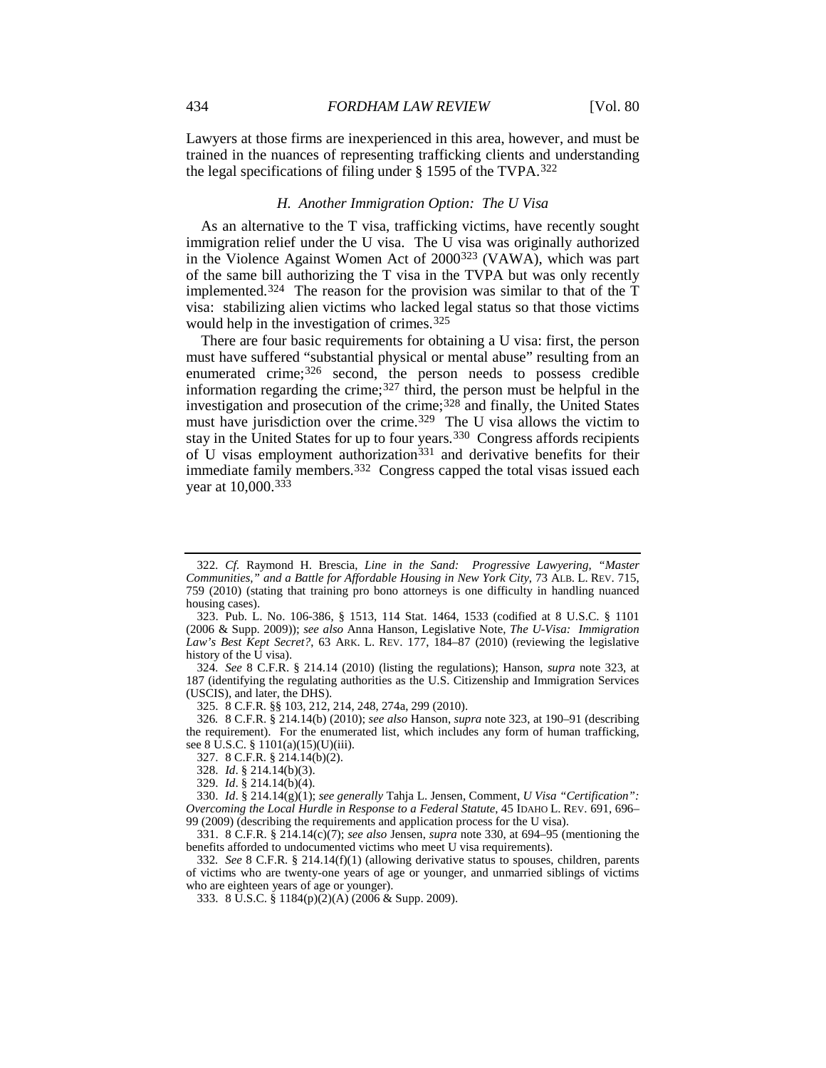Lawyers at those firms are inexperienced in this area, however, and must be trained in the nuances of representing trafficking clients and understanding the legal specifications of filing under § 1595 of the TVPA.[322]

### *H. Another Immigration Option: The U Visa*

As an alternative to the T visa, trafficking victims, have recently sought immigration relief under the U visa. The U visa was originally authorized in the Violence Against Women Act of 2000[323] (VAWA), which was part of the same bill authorizing the T visa in the TVPA but was only recently implemented.[324] The reason for the provision was similar to that of the T visa: stabilizing alien victims who lacked legal status so that those victims would help in the investigation of crimes.[325]

There are four basic requirements for obtaining a U visa: first, the person must have suffered "substantial physical or mental abuse" resulting from an enumerated crime;[326] second, the person needs to possess credible information regarding the crime;[327] third, the person must be helpful in the investigation and prosecution of the crime;[328] and finally, the United States must have jurisdiction over the crime.[329] The U visa allows the victim to stay in the United States for up to four years.[330] Congress affords recipients of U visas employment authorization[331] and derivative benefits for their immediate family members.[332] Congress capped the total visas issued each year at 10,000.[333]

---

322. *Cf.* Raymond H. Brescia, *Line in the Sand: Progressive Lawyering, "Master Communities," and a Battle for Affordable Housing in New York City*, 73 ALB. L. REV. 715, 759 (2010) (stating that training pro bono attorneys is one difficulty in handling nuanced housing cases).

323. Pub. L. No. 106-386, § 1513, 114 Stat. 1464, 1533 (codified at 8 U.S.C. § 1101 (2006 & Supp. 2009)); *see also* Anna Hanson, Legislative Note, *The U-Visa: Immigration Law's Best Kept Secret?*, 63 ARK. L. REV. 177, 184–87 (2010) (reviewing the legislative history of the U visa).

324. *See* 8 C.F.R. § 214.14 (2010) (listing the regulations); Hanson, *supra* note 323, at 187 (identifying the regulating authorities as the U.S. Citizenship and Immigration Services (USCIS), and later, the DHS).

325. 8 C.F.R. §§ 103, 212, 214, 248, 274a, 299 (2010).

326. 8 C.F.R. § 214.14(b) (2010); *see also* Hanson, *supra* note 323, at 190–91 (describing the requirement). For the enumerated list, which includes any form of human trafficking, see 8 U.S.C. § 1101(a)(15)(U)(iii).

327. 8 C.F.R. § 214.14(b)(2).

328. *Id*. § 214.14(b)(3).

329. *Id*. § 214.14(b)(4).

330. *Id*. § 214.14(g)(1); *see generally* Tahja L. Jensen, Comment, *U Visa "Certification": Overcoming the Local Hurdle in Response to a Federal Statute*, 45 IDAHO L. REV. 691, 696–99 (2009) (describing the requirements and application process for the U visa).

331. 8 C.F.R. § 214.14(c)(7); *see also* Jensen, *supra* note 330, at 694–95 (mentioning the benefits afforded to undocumented victims who meet U visa requirements).

332. *See* 8 C.F.R. § 214.14(f)(1) (allowing derivative status to spouses, children, parents of victims who are twenty-one years of age or younger, and unmarried siblings of victims who are eighteen years of age or younger).

333. 8 U.S.C. § 1184(p)(2)(A) (2006 & Supp. 2009).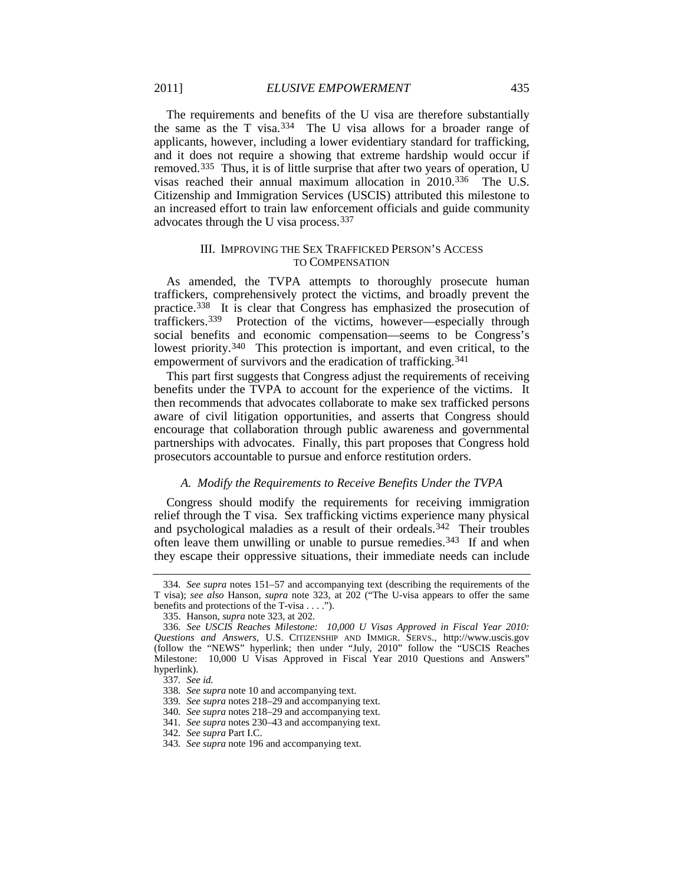The requirements and benefits of the U visa are therefore substantially the same as the T visa.[334] The U visa allows for a broader range of applicants, however, including a lower evidentiary standard for trafficking, and it does not require a showing that extreme hardship would occur if removed.[335] Thus, it is of little surprise that after two years of operation, U visas reached their annual maximum allocation in 2010.[336] The U.S. Citizenship and Immigration Services (USCIS) attributed this milestone to an increased effort to train law enforcement officials and guide community advocates through the U visa process.[337]

## III. IMPROVING THE SEX TRAFFICKED PERSON'S ACCESS TO COMPENSATION

As amended, the TVPA attempts to thoroughly prosecute human traffickers, comprehensively protect the victims, and broadly prevent the practice.[338] It is clear that Congress has emphasized the prosecution of traffickers.[339] Protection of the victims, however—especially through social benefits and economic compensation—seems to be Congress's lowest priority.[340] This protection is important, and even critical, to the empowerment of survivors and the eradication of trafficking.[341]

This part first suggests that Congress adjust the requirements of receiving benefits under the TVPA to account for the experience of the victims. It then recommends that advocates collaborate to make sex trafficked persons aware of civil litigation opportunities, and asserts that Congress should encourage that collaboration through public awareness and governmental partnerships with advocates. Finally, this part proposes that Congress hold prosecutors accountable to pursue and enforce restitution orders.

### *A. Modify the Requirements to Receive Benefits Under the TVPA*

Congress should modify the requirements for receiving immigration relief through the T visa. Sex trafficking victims experience many physical and psychological maladies as a result of their ordeals.[342] Their troubles often leave them unwilling or unable to pursue remedies.[343] If and when they escape their oppressive situations, their immediate needs can include

---

334. *See supra* notes 151–57 and accompanying text (describing the requirements of the T visa); *see also* Hanson, *supra* note 323, at 202 ("The U-visa appears to offer the same benefits and protections of the T-visa . . . .").

335. Hanson, *supra* note 323, at 202.

336. *See USCIS Reaches Milestone: 10,000 U Visas Approved in Fiscal Year 2010: Questions and Answers*, U.S. CITIZENSHIP AND IMMIGR. SERVS., http://www.uscis.gov (follow the "NEWS" hyperlink; then under "July, 2010" follow the "USCIS Reaches Milestone: 10,000 U Visas Approved in Fiscal Year 2010 Questions and Answers" hyperlink).

337. *See id.*

338. *See supra* note 10 and accompanying text.

339. *See supra* notes 218–29 and accompanying text.

340. *See supra* notes 218–29 and accompanying text.

341. *See supra* notes 230–43 and accompanying text.

342. *See supra* Part I.C.

343. *See supra* note 196 and accompanying text.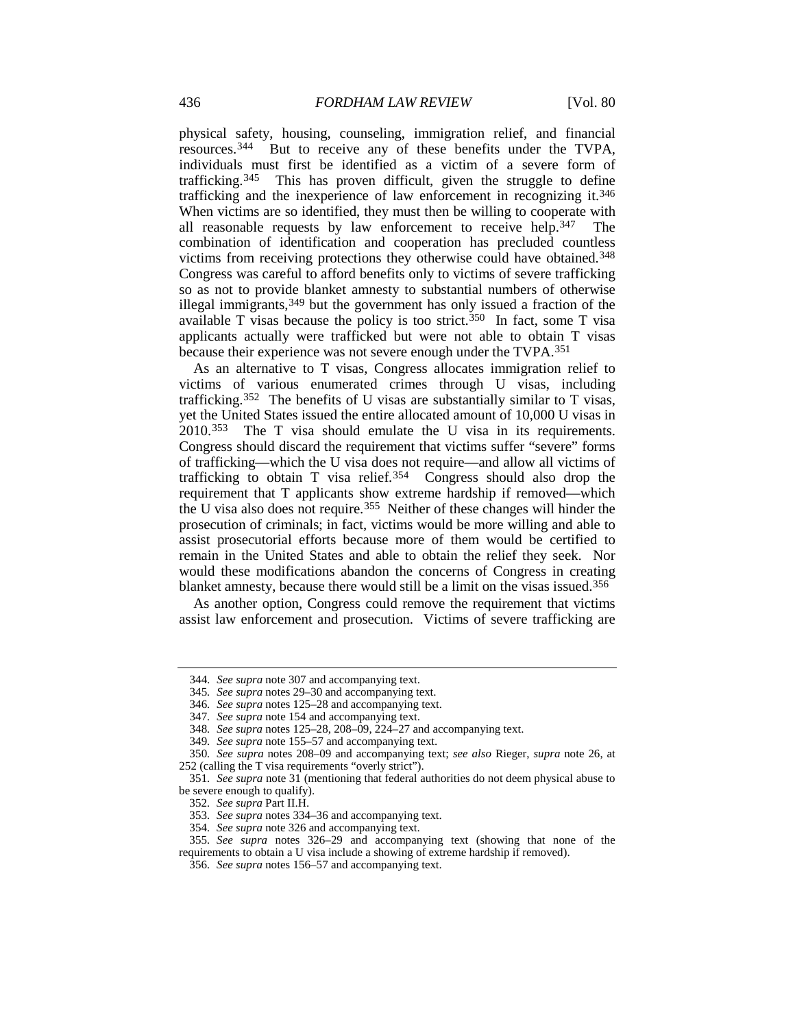physical safety, housing, counseling, immigration relief, and financial resources.[344] But to receive any of these benefits under the TVPA, individuals must first be identified as a victim of a severe form of trafficking.[345] This has proven difficult, given the struggle to define trafficking and the inexperience of law enforcement in recognizing it.[346] When victims are so identified, they must then be willing to cooperate with all reasonable requests by law enforcement to receive help.[347] The combination of identification and cooperation has precluded countless victims from receiving protections they otherwise could have obtained.[348] Congress was careful to afford benefits only to victims of severe trafficking so as not to provide blanket amnesty to substantial numbers of otherwise illegal immigrants,[349] but the government has only issued a fraction of the available T visas because the policy is too strict.[350] In fact, some T visa applicants actually were trafficked but were not able to obtain T visas because their experience was not severe enough under the TVPA.[351]

As an alternative to T visas, Congress allocates immigration relief to victims of various enumerated crimes through U visas, including trafficking.[352] The benefits of U visas are substantially similar to T visas, yet the United States issued the entire allocated amount of 10,000 U visas in 2010.[353] The T visa should emulate the U visa in its requirements. Congress should discard the requirement that victims suffer "severe" forms of trafficking—which the U visa does not require—and allow all victims of trafficking to obtain T visa relief.[354] Congress should also drop the requirement that T applicants show extreme hardship if removed—which the U visa also does not require.[355] Neither of these changes will hinder the prosecution of criminals; in fact, victims would be more willing and able to assist prosecutorial efforts because more of them would be certified to remain in the United States and able to obtain the relief they seek. Nor would these modifications abandon the concerns of Congress in creating blanket amnesty, because there would still be a limit on the visas issued.[356]

As another option, Congress could remove the requirement that victims assist law enforcement and prosecution. Victims of severe trafficking are

---

344. *See supra* note 307 and accompanying text.

345. *See supra* notes 29–30 and accompanying text.

346. *See supra* notes 125–28 and accompanying text.

347. *See supra* note 154 and accompanying text.

348. *See supra* notes 125–28, 208–09, 224–27 and accompanying text.

349. *See supra* note 155–57 and accompanying text.

350. *See supra* notes 208–09 and accompanying text; *see also* Rieger, *supra* note 26, at 252 (calling the T visa requirements "overly strict").

351. *See supra* note 31 (mentioning that federal authorities do not deem physical abuse to be severe enough to qualify).

352. *See supra* Part II.H.

353. *See supra* notes 334–36 and accompanying text.

354. *See supra* note 326 and accompanying text.

355. *See supra* notes 326–29 and accompanying text (showing that none of the requirements to obtain a U visa include a showing of extreme hardship if removed).

356. *See supra* notes 156–57 and accompanying text.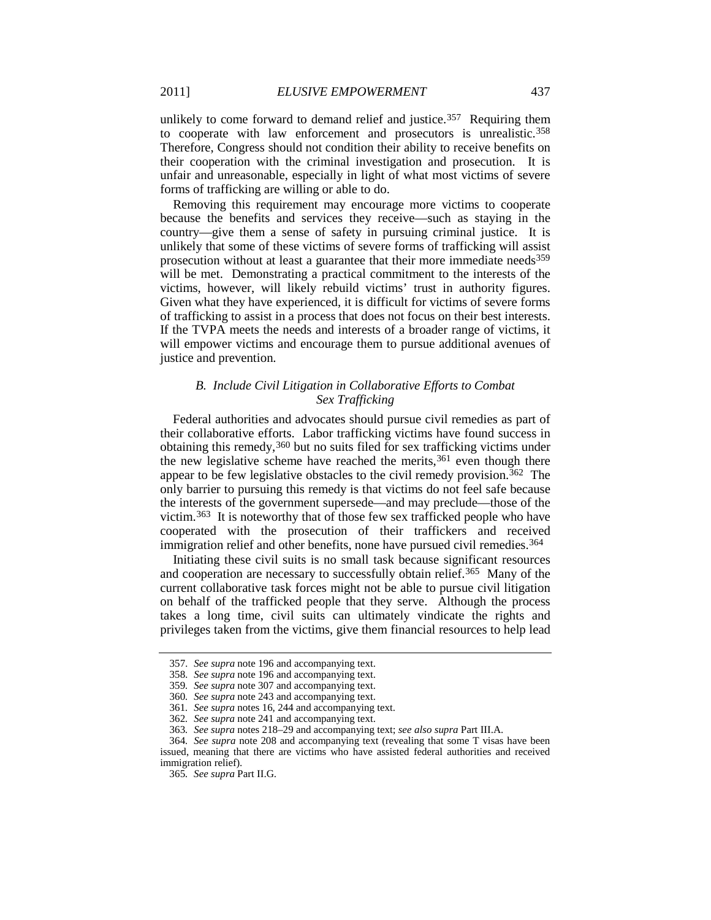unlikely to come forward to demand relief and justice.[357] Requiring them to cooperate with law enforcement and prosecutors is unrealistic.[358] Therefore, Congress should not condition their ability to receive benefits on their cooperation with the criminal investigation and prosecution. It is unfair and unreasonable, especially in light of what most victims of severe forms of trafficking are willing or able to do.

Removing this requirement may encourage more victims to cooperate because the benefits and services they receive—such as staying in the country—give them a sense of safety in pursuing criminal justice. It is unlikely that some of these victims of severe forms of trafficking will assist prosecution without at least a guarantee that their more immediate needs[359] will be met. Demonstrating a practical commitment to the interests of the victims, however, will likely rebuild victims' trust in authority figures. Given what they have experienced, it is difficult for victims of severe forms of trafficking to assist in a process that does not focus on their best interests. If the TVPA meets the needs and interests of a broader range of victims, it will empower victims and encourage them to pursue additional avenues of justice and prevention.

### *B. Include Civil Litigation in Collaborative Efforts to Combat Sex Trafficking*

Federal authorities and advocates should pursue civil remedies as part of their collaborative efforts. Labor trafficking victims have found success in obtaining this remedy,[360] but no suits filed for sex trafficking victims under the new legislative scheme have reached the merits,[361] even though there appear to be few legislative obstacles to the civil remedy provision.[362] The only barrier to pursuing this remedy is that victims do not feel safe because the interests of the government supersede—and may preclude—those of the victim.[363] It is noteworthy that of those few sex trafficked people who have cooperated with the prosecution of their traffickers and received immigration relief and other benefits, none have pursued civil remedies.[364]

Initiating these civil suits is no small task because significant resources and cooperation are necessary to successfully obtain relief.[365] Many of the current collaborative task forces might not be able to pursue civil litigation on behalf of the trafficked people that they serve. Although the process takes a long time, civil suits can ultimately vindicate the rights and privileges taken from the victims, give them financial resources to help lead

---

357. *See supra* note 196 and accompanying text.

358. *See supra* note 196 and accompanying text.

359. *See supra* note 307 and accompanying text.

360. *See supra* note 243 and accompanying text.

361. *See supra* notes 16, 244 and accompanying text.

362. *See supra* note 241 and accompanying text.

363. *See supra* notes 218–29 and accompanying text; *see also supra* Part III.A.

364. *See supra* note 208 and accompanying text (revealing that some T visas have been issued, meaning that there are victims who have assisted federal authorities and received immigration relief).

365. *See supra* Part II.G.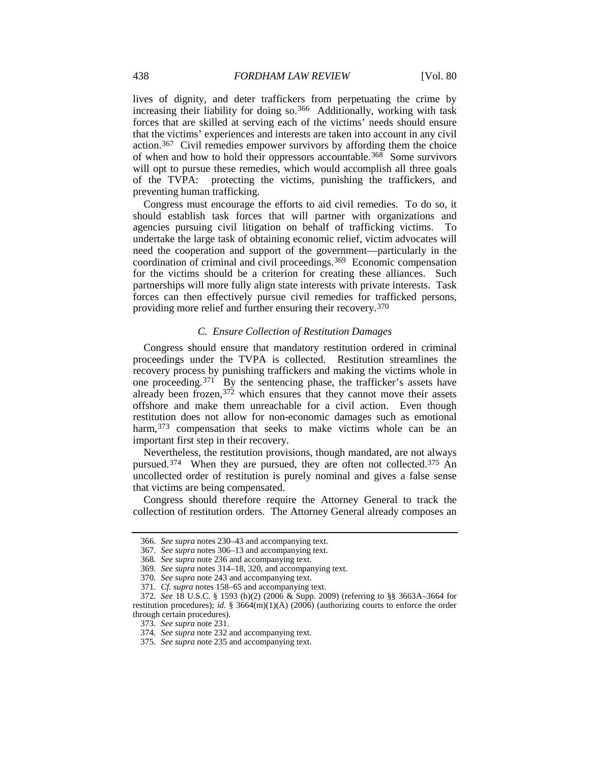lives of dignity, and deter traffickers from perpetuating the crime by increasing their liability for doing so.[366] Additionally, working with task forces that are skilled at serving each of the victims' needs should ensure that the victims' experiences and interests are taken into account in any civil action.[367] Civil remedies empower survivors by affording them the choice of when and how to hold their oppressors accountable.[368] Some survivors will opt to pursue these remedies, which would accomplish all three goals of the TVPA: protecting the victims, punishing the traffickers, and preventing human trafficking.

Congress must encourage the efforts to aid civil remedies. To do so, it should establish task forces that will partner with organizations and agencies pursuing civil litigation on behalf of trafficking victims. To undertake the large task of obtaining economic relief, victim advocates will need the cooperation and support of the government—particularly in the coordination of criminal and civil proceedings.[369] Economic compensation for the victims should be a criterion for creating these alliances. Such partnerships will more fully align state interests with private interests. Task forces can then effectively pursue civil remedies for trafficked persons, providing more relief and further ensuring their recovery.[370]

### *C. Ensure Collection of Restitution Damages*

Congress should ensure that mandatory restitution ordered in criminal proceedings under the TVPA is collected. Restitution streamlines the recovery process by punishing traffickers and making the victims whole in one proceeding.[371] By the sentencing phase, the trafficker's assets have already been frozen,[372] which ensures that they cannot move their assets offshore and make them unreachable for a civil action. Even though restitution does not allow for non-economic damages such as emotional harm,[373] compensation that seeks to make victims whole can be an important first step in their recovery.

Nevertheless, the restitution provisions, though mandated, are not always pursued.[374] When they are pursued, they are often not collected.[375] An uncollected order of restitution is purely nominal and gives a false sense that victims are being compensated.

Congress should therefore require the Attorney General to track the collection of restitution orders. The Attorney General already composes an

---

366. *See supra* notes 230–43 and accompanying text.

367. *See supra* notes 306–13 and accompanying text.

368. *See supra* note 236 and accompanying text.

369. *See supra* notes 314–18, 320, and accompanying text.

370. *See supra* note 243 and accompanying text.

371. *Cf. supra* notes 158–65 and accompanying text.

372. *See* 18 U.S.C. § 1593 (b)(2) (2006 & Supp. 2009) (referring to §§ 3663A–3664 for restitution procedures); *id.* § 3664(m)(1)(A) (2006) (authorizing courts to enforce the order through certain procedures).

373. *See supra* note 231.

374. *See supra* note 232 and accompanying text.

375. *See supra* note 235 and accompanying text.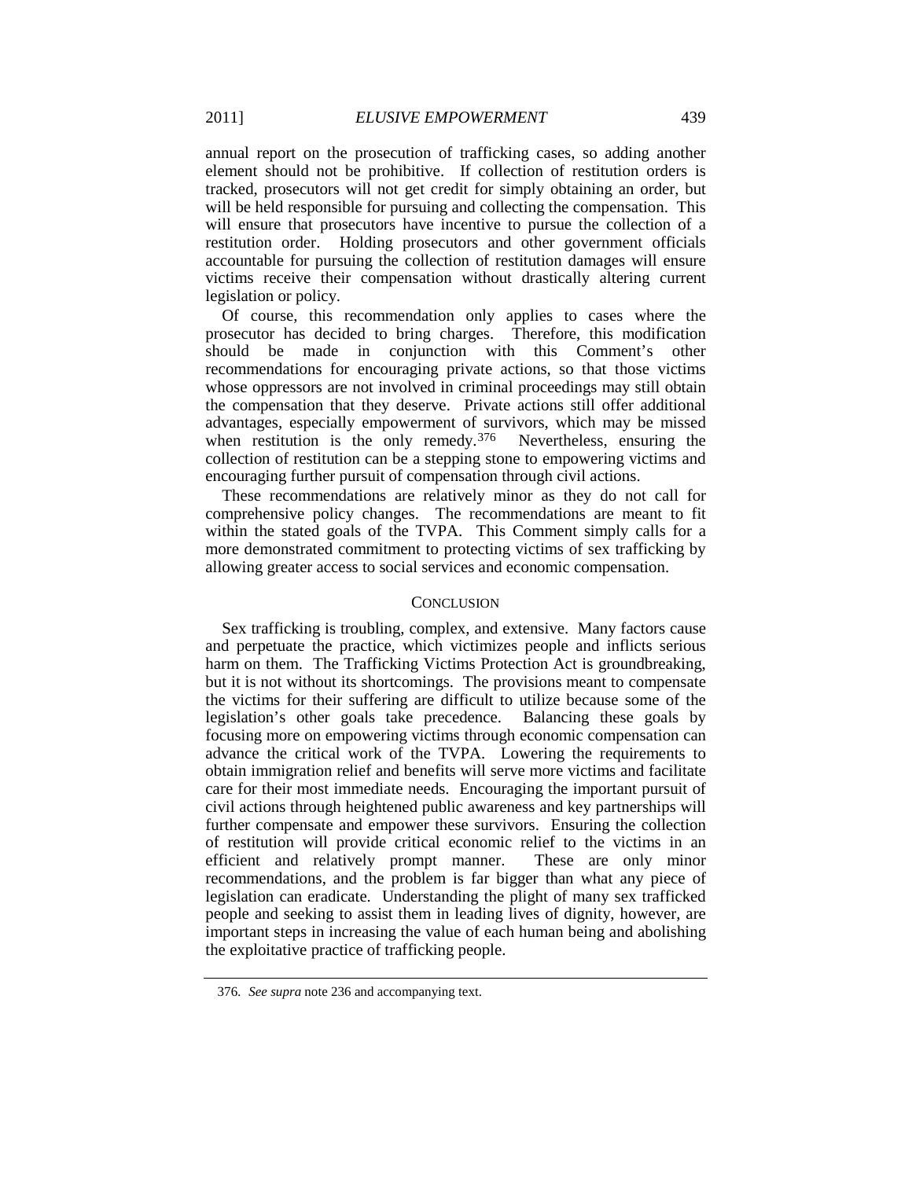annual report on the prosecution of trafficking cases, so adding another element should not be prohibitive. If collection of restitution orders is tracked, prosecutors will not get credit for simply obtaining an order, but will be held responsible for pursuing and collecting the compensation. This will ensure that prosecutors have incentive to pursue the collection of a restitution order. Holding prosecutors and other government officials accountable for pursuing the collection of restitution damages will ensure victims receive their compensation without drastically altering current legislation or policy.

Of course, this recommendation only applies to cases where the prosecutor has decided to bring charges. Therefore, this modification should be made in conjunction with this Comment's other recommendations for encouraging private actions, so that those victims whose oppressors are not involved in criminal proceedings may still obtain the compensation that they deserve. Private actions still offer additional advantages, especially empowerment of survivors, which may be missed when restitution is the only remedy.[376] Nevertheless, ensuring the collection of restitution can be a stepping stone to empowering victims and encouraging further pursuit of compensation through civil actions.

These recommendations are relatively minor as they do not call for comprehensive policy changes. The recommendations are meant to fit within the stated goals of the TVPA. This Comment simply calls for a more demonstrated commitment to protecting victims of sex trafficking by allowing greater access to social services and economic compensation.

## CONCLUSION

Sex trafficking is troubling, complex, and extensive. Many factors cause and perpetuate the practice, which victimizes people and inflicts serious harm on them. The Trafficking Victims Protection Act is groundbreaking, but it is not without its shortcomings. The provisions meant to compensate the victims for their suffering are difficult to utilize because some of the legislation's other goals take precedence. Balancing these goals by focusing more on empowering victims through economic compensation can advance the critical work of the TVPA. Lowering the requirements to obtain immigration relief and benefits will serve more victims and facilitate care for their most immediate needs. Encouraging the important pursuit of civil actions through heightened public awareness and key partnerships will further compensate and empower these survivors. Ensuring the collection of restitution will provide critical economic relief to the victims in an efficient and relatively prompt manner. These are only minor recommendations, and the problem is far bigger than what any piece of legislation can eradicate. Understanding the plight of many sex trafficked people and seeking to assist them in leading lives of dignity, however, are important steps in increasing the value of each human being and abolishing the exploitative practice of trafficking people.

---

376. *See supra* note 236 and accompanying text.